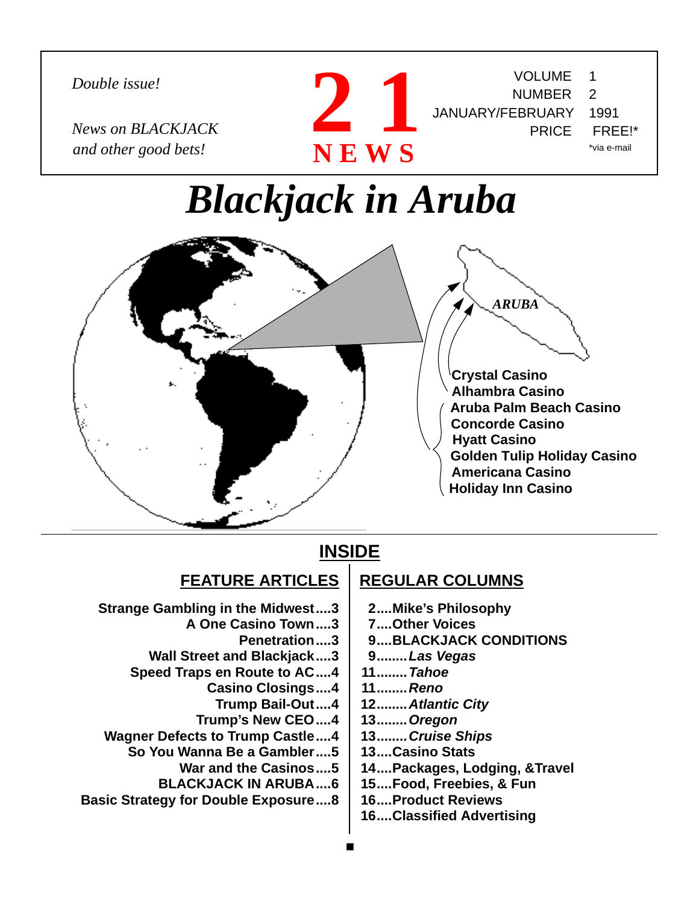*Double issue!*

*News on BLACKJACK and other good bets!*

# 21 NEWS

VOLUME 1
NUMBER 2
JANUARY/FEBRUARY 1991
PRICE FREE!*
*via e-mail

# *Blackjack in Aruba*

*ARUBA*

**Crystal Casino**
**Alhambra Casino**
**Aruba Palm Beach Casino**
**Concorde Casino**
**Hyatt Casino**
**Golden Tulip Holiday Casino**
**Americana Casino**
**Holiday Inn Casino**

## INSIDE

### FEATURE ARTICLES

- **Strange Gambling in the Midwest....3**
- **A One Casino Town....3**
- **Penetration....3**
- **Wall Street and Blackjack....3**
- **Speed Traps en Route to AC....4**
- **Casino Closings....4**
- **Trump Bail-Out....4**
- **Trump's New CEO....4**
- **Wagner Defects to Trump Castle....4**
- **So You Wanna Be a Gambler....5**
- **War and the Casinos....5**
- **BLACKJACK IN ARUBA....6**
- **Basic Strategy for Double Exposure....8**

### REGULAR COLUMNS

- **2....Mike's Philosophy**
- **7....Other Voices**
- **9....BLACKJACK CONDITIONS**
- **9........*Las Vegas***
- **11........*Tahoe***
- **11........*Reno***
- **12........*Atlantic City***
- **13........*Oregon***
- **13........*Cruise Ships***
- **13....Casino Stats**
- **14....Packages, Lodging, &Travel**
- **15....Food, Freebies, & Fun**
- **16....Product Reviews**
- **16....Classified Advertising**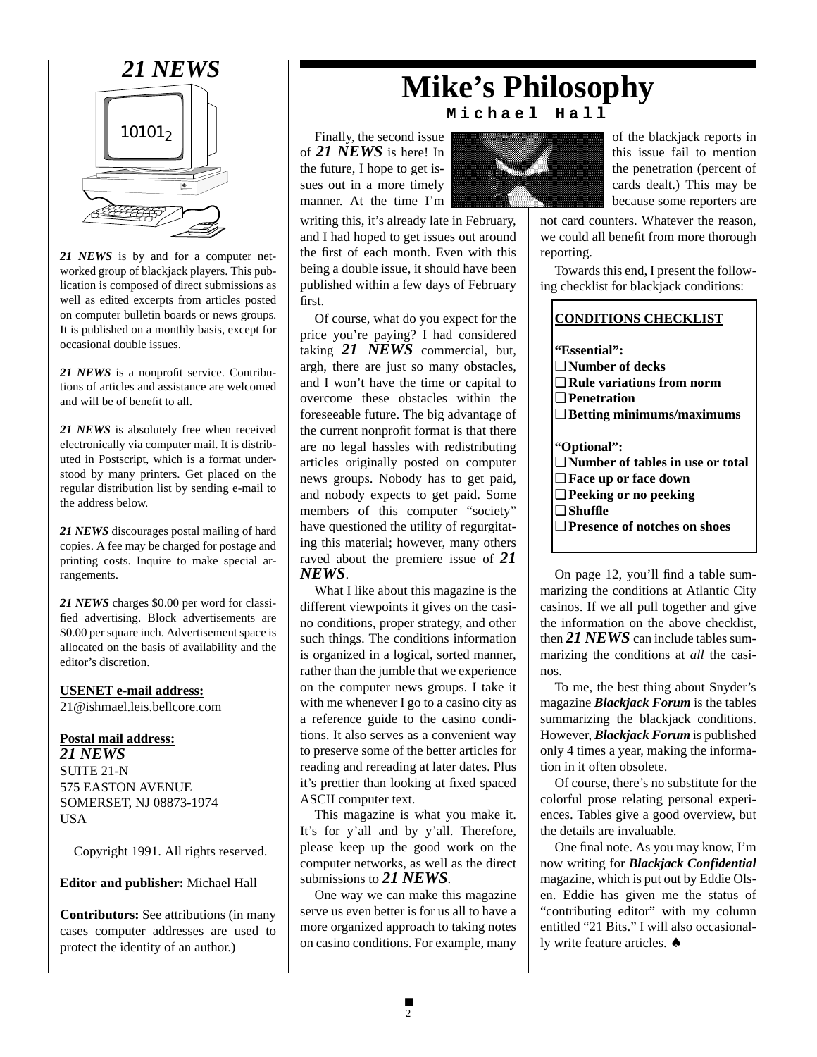# *21 NEWS*

***21 NEWS*** is by and for a computer networked group of blackjack players. This publication is composed of direct submissions as well as edited excerpts from articles posted on computer bulletin boards or news groups. It is published on a monthly basis, except for occasional double issues.

***21 NEWS*** is a nonprofit service. Contributions of articles and assistance are welcomed and will be of benefit to all.

***21 NEWS*** is absolutely free when received electronically via computer mail. It is distributed in Postscript, which is a format understood by many printers. Get placed on the regular distribution list by sending e-mail to the address below.

***21 NEWS*** discourages postal mailing of hard copies. A fee may be charged for postage and printing costs. Inquire to make special arrangements.

***21 NEWS*** charges $0.00 per word for classified advertising. Block advertisements are $0.00 per square inch. Advertisement space is allocated on the basis of availability and the editor's discretion.

**USENET e-mail address:**
21@ishmael.leis.bellcore.com

**Postal mail address:**
***21 NEWS***
SUITE 21-N
575 EASTON AVENUE
SOMERSET, NJ 08873-1974
USA

Copyright 1991. All rights reserved.

**Editor and publisher:** Michael Hall

**Contributors:** See attributions (in many cases computer addresses are used to protect the identity of an author.)

# Mike's Philosophy

**Michael Hall**

Finally, the second issue of ***21 NEWS*** is here! In the future, I hope to get issues out in a more timely manner. At the time I'm writing this, it's already late in February, and I had hoped to get issues out around the first of each month. Even with this being a double issue, it should have been published within a few days of February first.

Of course, what do you expect for the price you're paying? I had considered taking ***21 NEWS*** commercial, but, argh, there are just so many obstacles, and I won't have the time or capital to overcome these obstacles within the foreseeable future. The big advantage of the current nonprofit format is that there are no legal hassles with redistributing articles originally posted on computer news groups. Nobody has to get paid, and nobody expects to get paid. Some members of this computer "society" have questioned the utility of regurgitating this material; however, many others raved about the premiere issue of ***21 NEWS***.

What I like about this magazine is the different viewpoints it gives on the casino conditions, proper strategy, and other such things. The conditions information is organized in a logical, sorted manner, rather than the jumble that we experience on the computer news groups. I take it with me whenever I go to a casino city as a reference guide to the casino conditions. It also serves as a convenient way to preserve some of the better articles for reading and rereading at later dates. Plus it's prettier than looking at fixed spaced ASCII computer text.

This magazine is what you make it. It's for y'all and by y'all. Therefore, please keep up the good work on the computer networks, as well as the direct submissions to ***21 NEWS***.

One way we can make this magazine serve us even better is for us all to have a more organized approach to taking notes on casino conditions. For example, many of the blackjack reports in this issue fail to mention the penetration (percent of cards dealt.) This may be because some reporters are not card counters. Whatever the reason, we could all benefit from more thorough reporting.

Towards this end, I present the following checklist for blackjack conditions:

**CONDITIONS CHECKLIST**

**"Essential":**
- ❑ **Number of decks**
- ❑ **Rule variations from norm**
- ❑ **Penetration**
- ❑ **Betting minimums/maximums**

**"Optional":**
- ❑ **Number of tables in use or total**
- ❑ **Face up or face down**
- ❑ **Peeking or no peeking**
- ❑ **Shuffle**
- ❑ **Presence of notches on shoes**

On page 12, you'll find a table summarizing the conditions at Atlantic City casinos. If we all pull together and give the information on the above checklist, then ***21 NEWS*** can include tables summarizing the conditions at *all* the casinos.

To me, the best thing about Snyder's magazine ***Blackjack Forum*** is the tables summarizing the blackjack conditions. However, ***Blackjack Forum*** is published only 4 times a year, making the information in it often obsolete.

Of course, there's no substitute for the colorful prose relating personal experiences. Tables give a good overview, but the details are invaluable.

One final note. As you may know, I'm now writing for ***Blackjack Confidential*** magazine, which is put out by Eddie Olsen. Eddie has given me the status of "contributing editor" with my column entitled "21 Bits." I will also occasionally write feature articles. ♠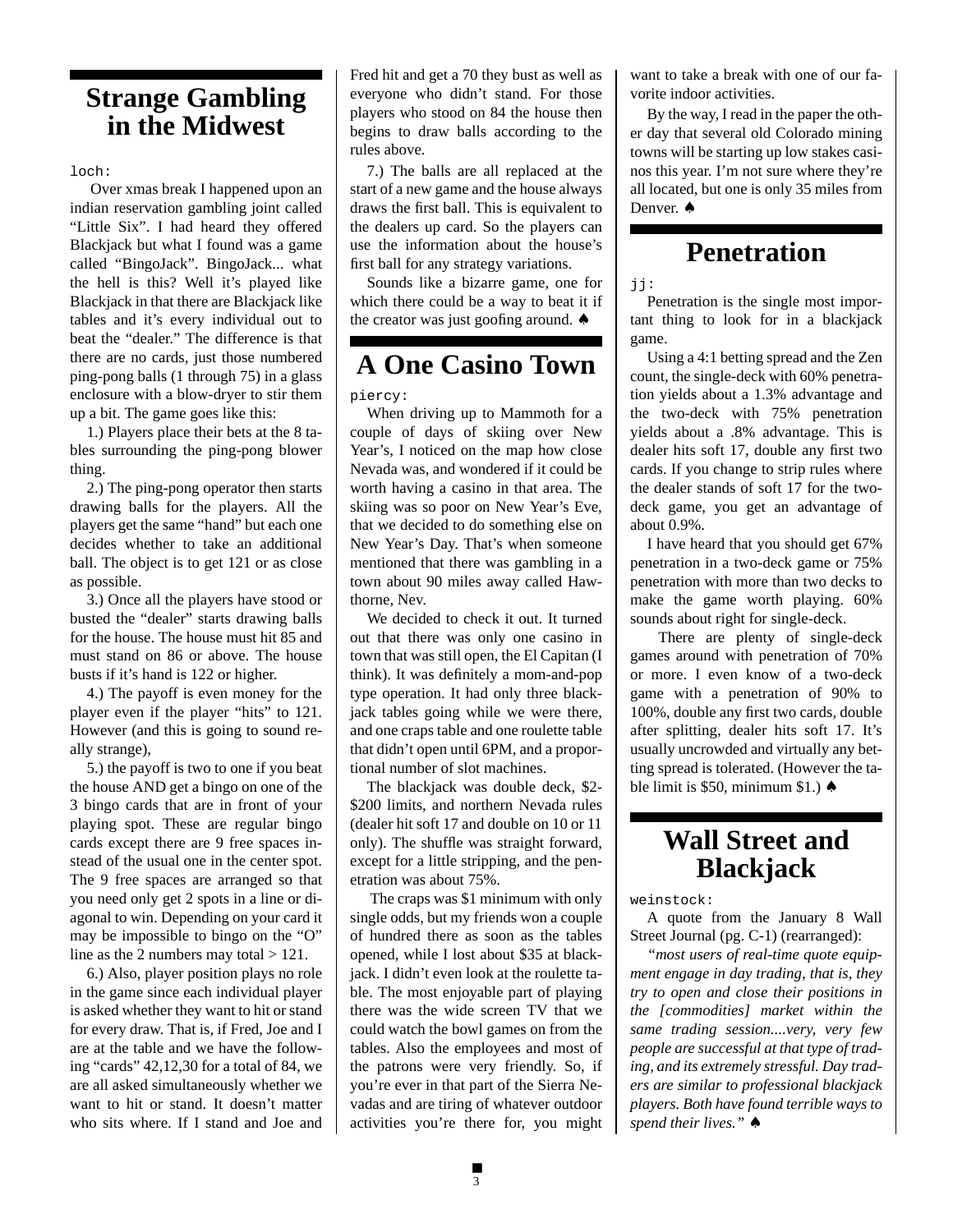## Strange Gambling in the Midwest

loch:

Over xmas break I happened upon an indian reservation gambling joint called "Little Six". I had heard they offered Blackjack but what I found was a game called "BingoJack". BingoJack... what the hell is this? Well it's played like Blackjack in that there are Blackjack like tables and it's every individual out to beat the "dealer." The difference is that there are no cards, just those numbered ping-pong balls (1 through 75) in a glass enclosure with a blow-dryer to stir them up a bit. The game goes like this:

1.) Players place their bets at the 8 tables surrounding the ping-pong blower thing.

2.) The ping-pong operator then starts drawing balls for the players. All the players get the same "hand" but each one decides whether to take an additional ball. The object is to get 121 or as close as possible.

3.) Once all the players have stood or busted the "dealer" starts drawing balls for the house. The house must hit 85 and must stand on 86 or above. The house busts if it's hand is 122 or higher.

4.) The payoff is even money for the player even if the player "hits" to 121. However (and this is going to sound really strange),

5.) the payoff is two to one if you beat the house AND get a bingo on one of the 3 bingo cards that are in front of your playing spot. These are regular bingo cards except there are 9 free spaces instead of the usual one in the center spot. The 9 free spaces are arranged so that you need only get 2 spots in a line or diagonal to win. Depending on your card it may be impossible to bingo on the "O" line as the 2 numbers may total > 121.

6.) Also, player position plays no role in the game since each individual player is asked whether they want to hit or stand for every draw. That is, if Fred, Joe and I are at the table and we have the following "cards" 42,12,30 for a total of 84, we are all asked simultaneously whether we want to hit or stand. It doesn't matter who sits where. If I stand and Joe and Fred hit and get a 70 they bust as well as everyone who didn't stand. For those players who stood on 84 the house then begins to draw balls according to the rules above.

7.) The balls are all replaced at the start of a new game and the house always draws the first ball. This is equivalent to the dealers up card. So the players can use the information about the house's first ball for any strategy variations.

Sounds like a bizarre game, one for which there could be a way to beat it if the creator was just goofing around. ♠

## A One Casino Town

piercy:

When driving up to Mammoth for a couple of days of skiing over New Year's, I noticed on the map how close Nevada was, and wondered if it could be worth having a casino in that area. The skiing was so poor on New Year's Eve, that we decided to do something else on New Year's Day. That's when someone mentioned that there was gambling in a town about 90 miles away called Hawthorne, Nev.

We decided to check it out. It turned out that there was only one casino in town that was still open, the El Capitan (I think). It was definitely a mom-and-pop type operation. It had only three blackjack tables going while we were there, and one craps table and one roulette table that didn't open until 6PM, and a proportional number of slot machines.

The blackjack was double deck, $2-$200 limits, and northern Nevada rules (dealer hit soft 17 and double on 10 or 11 only). The shuffle was straight forward, except for a little stripping, and the penetration was about 75%.

The craps was $1 minimum with only single odds, but my friends won a couple of hundred there as soon as the tables opened, while I lost about $35 at blackjack. I didn't even look at the roulette table. The most enjoyable part of playing there was the wide screen TV that we could watch the bowl games on from the tables. Also the employees and most of the patrons were very friendly. So, if you're ever in that part of the Sierra Nevadas and are tiring of whatever outdoor activities you're there for, you might want to take a break with one of our favorite indoor activities.

By the way, I read in the paper the other day that several old Colorado mining towns will be starting up low stakes casinos this year. I'm not sure where they're all located, but one is only 35 miles from Denver. ♠

## Penetration

jj:

Penetration is the single most important thing to look for in a blackjack game.

Using a 4:1 betting spread and the Zen count, the single-deck with 60% penetration yields about a 1.3% advantage and the two-deck with 75% penetration yields about a .8% advantage. This is dealer hits soft 17, double any first two cards. If you change to strip rules where the dealer stands of soft 17 for the two-deck game, you get an advantage of about 0.9%.

I have heard that you should get 67% penetration in a two-deck game or 75% penetration with more than two decks to make the game worth playing. 60% sounds about right for single-deck.

There are plenty of single-deck games around with penetration of 70% or more. I even know of a two-deck game with a penetration of 90% to 100%, double any first two cards, double after splitting, dealer hits soft 17. It's usually uncrowded and virtually any betting spread is tolerated. (However the table limit is $50, minimum $1.) ♠

## Wall Street and Blackjack

weinstock:

A quote from the January 8 Wall Street Journal (pg. C-1) (rearranged):

*"most users of real-time quote equipment engage in day trading, that is, they try to open and close their positions in the [commodities] market within the same trading session....very, very few people are successful at that type of trading, and its extremely stressful. Day traders are similar to professional blackjack players. Both have found terrible ways to spend their lives."* ♠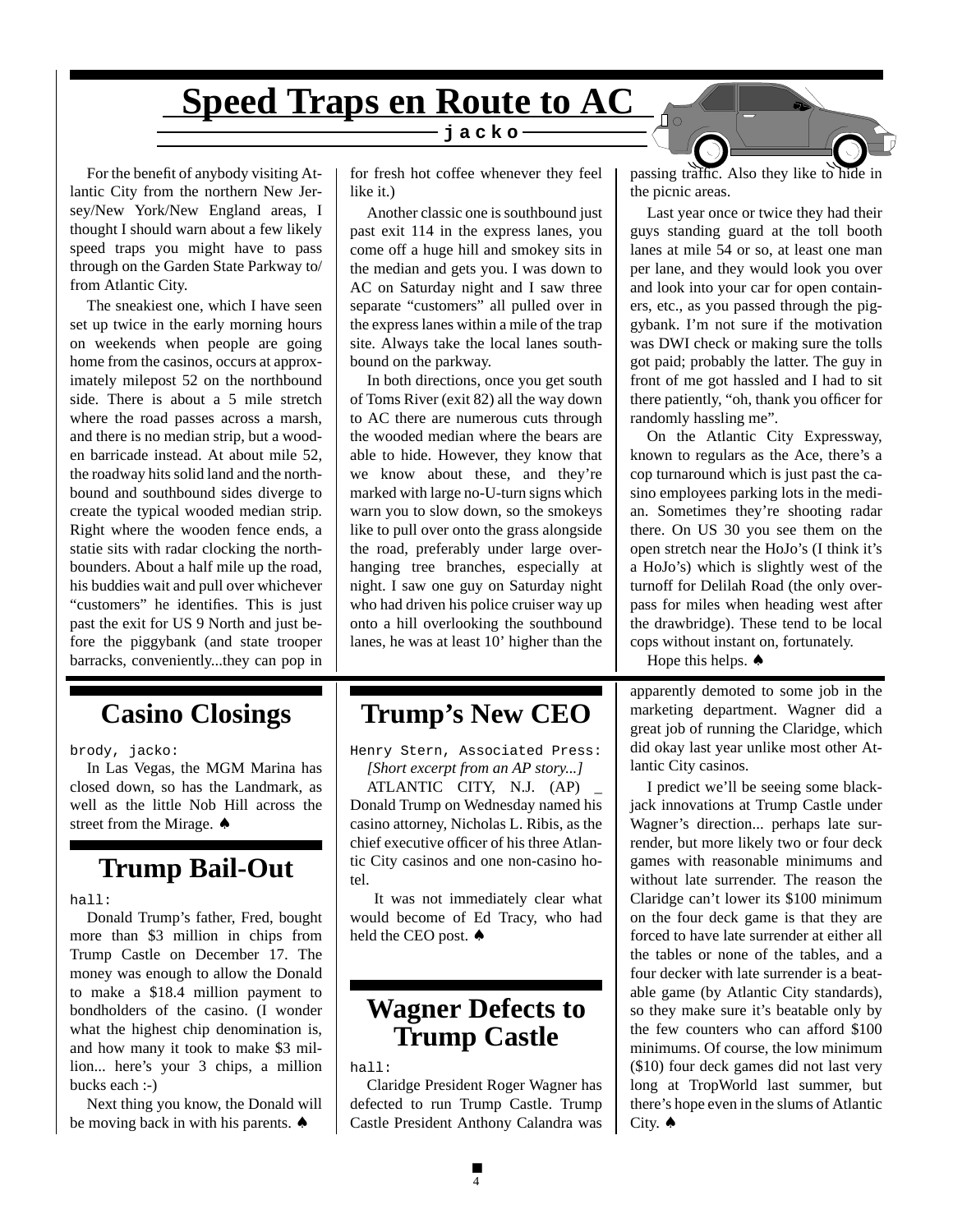# Speed Traps en Route to AC

**jacko**

For the benefit of anybody visiting Atlantic City from the northern New Jersey/New York/New England areas, I thought I should warn about a few likely speed traps you might have to pass through on the Garden State Parkway to/from Atlantic City.

The sneakiest one, which I have seen set up twice in the early morning hours on weekends when people are going home from the casinos, occurs at approximately milepost 52 on the northbound side. There is about a 5 mile stretch where the road passes across a marsh, and there is no median strip, but a wooden barricade instead. At about mile 52, the roadway hits solid land and the northbound and southbound sides diverge to create the typical wooded median strip. Right where the wooden fence ends, a statie sits with radar clocking the northbounders. About a half mile up the road, his buddies wait and pull over whichever "customers" he identifies. This is just past the exit for US 9 North and just before the piggybank (and state trooper barracks, conveniently...they can pop in for fresh hot coffee whenever they feel like it.)

Another classic one is southbound just past exit 114 in the express lanes, you come off a huge hill and smokey sits in the median and gets you. I was down to AC on Saturday night and I saw three separate "customers" all pulled over in the express lanes within a mile of the trap site. Always take the local lanes southbound on the parkway.

In both directions, once you get south of Toms River (exit 82) all the way down to AC there are numerous cuts through the wooded median where the bears are able to hide. However, they know that we know about these, and they're marked with large no-U-turn signs which warn you to slow down, so the smokeys like to pull over onto the grass alongside the road, preferably under large overhanging tree branches, especially at night. I saw one guy on Saturday night who had driven his police cruiser way up onto a hill overlooking the southbound lanes, he was at least 10' higher than the passing traffic. Also they like to hide in the picnic areas.

Last year once or twice they had their guys standing guard at the toll booth lanes at mile 54 or so, at least one man per lane, and they would look you over and look into your car for open containers, etc., as you passed through the piggybank. I'm not sure if the motivation was DWI check or making sure the tolls got paid; probably the latter. The guy in front of me got hassled and I had to sit there patiently, "oh, thank you officer for randomly hassling me".

On the Atlantic City Expressway, known to regulars as the Ace, there's a cop turnaround which is just past the casino employees parking lots in the median. Sometimes they're shooting radar there. On US 30 you see them on the open stretch near the HoJo's (I think it's a HoJo's) which is slightly west of the turnoff for Delilah Road (the only overpass for miles when heading west after the drawbridge). These tend to be local cops without instant on, fortunately.

Hope this helps. ♠

## Casino Closings

brody, jacko:

In Las Vegas, the MGM Marina has closed down, so has the Landmark, as well as the little Nob Hill across the street from the Mirage. ♠

## Trump Bail-Out

hall:

Donald Trump's father, Fred, bought more than $3 million in chips from Trump Castle on December 17. The money was enough to allow the Donald to make a $18.4 million payment to bondholders of the casino. (I wonder what the highest chip denomination is, and how many it took to make $3 million... here's your 3 chips, a million bucks each :-)

Next thing you know, the Donald will be moving back in with his parents. ♠

## Trump's New CEO

Henry Stern, Associated Press:

*[Short excerpt from an AP story...]*

ATLANTIC CITY, N.J. (AP) _ Donald Trump on Wednesday named his casino attorney, Nicholas L. Ribis, as the chief executive officer of his three Atlantic City casinos and one non-casino hotel.

It was not immediately clear what would become of Ed Tracy, who had held the CEO post. ♠

## Wagner Defects to Trump Castle

hall:

Claridge President Roger Wagner has defected to run Trump Castle. Trump Castle President Anthony Calandra was apparently demoted to some job in the marketing department. Wagner did a great job of running the Claridge, which did okay last year unlike most other Atlantic City casinos.

I predict we'll be seeing some blackjack innovations at Trump Castle under Wagner's direction... perhaps late surrender, but more likely two or four deck games with reasonable minimums and without late surrender. The reason the Claridge can't lower its $100 minimum on the four deck game is that they are forced to have late surrender at either all the tables or none of the tables, and a four decker with late surrender is a beatable game (by Atlantic City standards), so they make sure it's beatable only by the few counters who can afford $100 minimums. Of course, the low minimum ($10) four deck games did not last very long at TropWorld last summer, but there's hope even in the slums of Atlantic City. ♠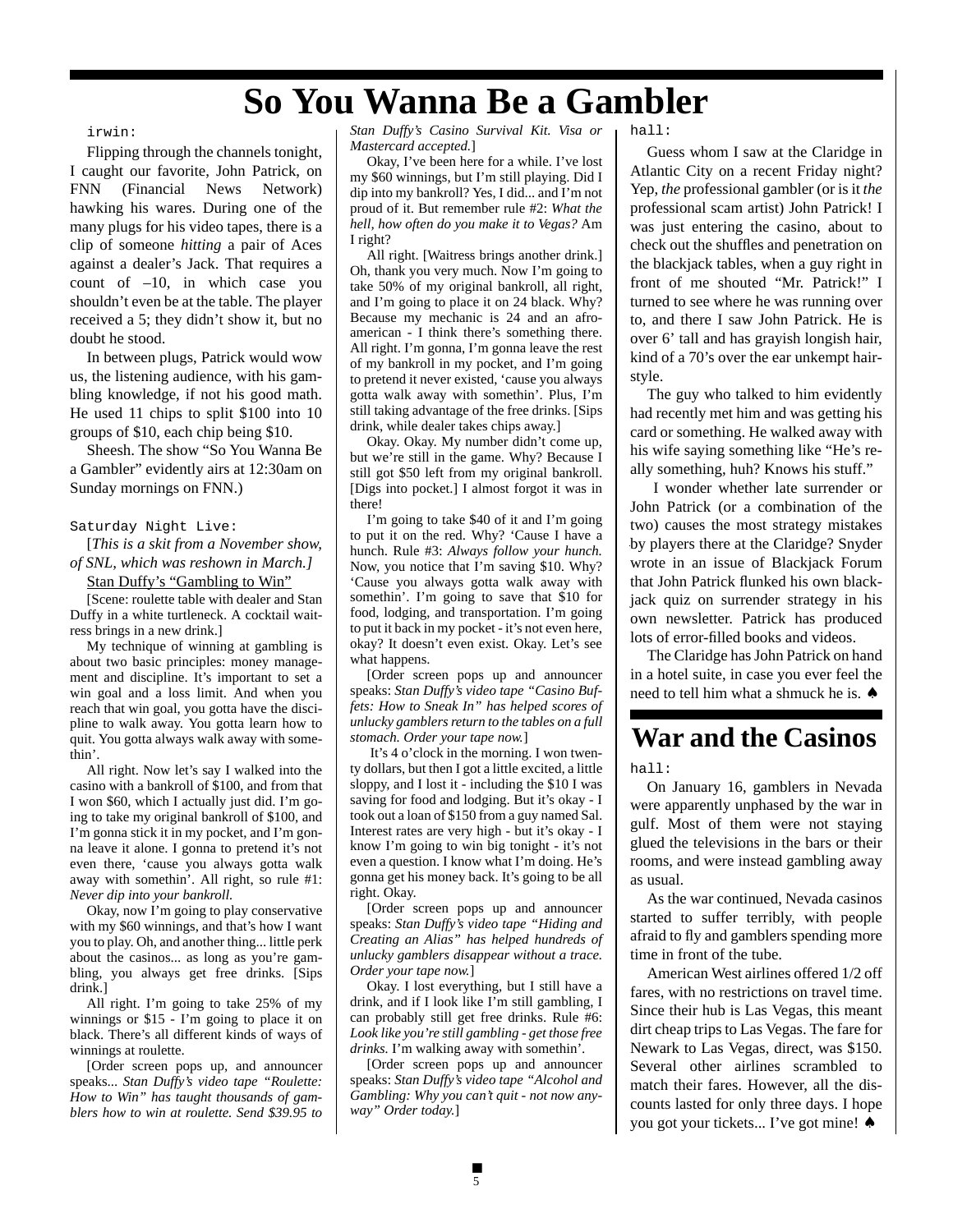# So You Wanna Be a Gambler

irwin:

Flipping through the channels tonight, I caught our favorite, John Patrick, on FNN (Financial News Network) hawking his wares. During one of the many plugs for his video tapes, there is a clip of someone *hitting* a pair of Aces against a dealer's Jack. That requires a count of –10, in which case you shouldn't even be at the table. The player received a 5; they didn't show it, but no doubt he stood.

In between plugs, Patrick would wow us, the listening audience, with his gambling knowledge, if not his good math. He used 11 chips to split $100 into 10 groups of $10, each chip being $10.

Sheesh. The show "So You Wanna Be a Gambler" evidently airs at 12:30am on Sunday mornings on FNN.)

Saturday Night Live:

[*This is a skit from a November show, of SNL, which was reshown in March.]*

<u>Stan Duffy's "Gambling to Win"</u>

[Scene: roulette table with dealer and Stan Duffy in a white turtleneck. A cocktail waitress brings in a new drink.]

My technique of winning at gambling is about two basic principles: money management and discipline. It's important to set a win goal and a loss limit. And when you reach that win goal, you gotta have the discipline to walk away. You gotta learn how to quit. You gotta always walk away with somethin'.

All right. Now let's say I walked into the casino with a bankroll of $100, and from that I won $60, which I actually just did. I'm going to take my original bankroll of $100, and I'm gonna stick it in my pocket, and I'm gonna leave it alone. I gonna to pretend it's not even there, 'cause you always gotta walk away with somethin'. All right, so rule #1: *Never dip into your bankroll.*

Okay, now I'm going to play conservative with my $60 winnings, and that's how I want you to play. Oh, and another thing... little perk about the casinos... as long as you're gambling, you always get free drinks. [Sips drink.]

All right. I'm going to take 25% of my winnings or $15 - I'm going to place it on black. There's all different kinds of ways of winnings at roulette.

[Order screen pops up, and announcer speaks... *Stan Duffy's video tape "Roulette: How to Win" has taught thousands of gamblers how to win at roulette. Send $39.95 to Stan Duffy's Casino Survival Kit. Visa or Mastercard accepted.*]

Okay, I've been here for a while. I've lost my $60 winnings, but I'm still playing. Did I dip into my bankroll? Yes, I did... and I'm not proud of it. But remember rule #2: *What the hell, how often do you make it to Vegas?* Am I right?

All right. [Waitress brings another drink.] Oh, thank you very much. Now I'm going to take 50% of my original bankroll, all right, and I'm going to place it on 24 black. Why? Because my mechanic is 24 and an afro-american - I think there's something there. All right. I'm gonna, I'm gonna leave the rest of my bankroll in my pocket, and I'm going to pretend it never existed, 'cause you always gotta walk away with somethin'. Plus, I'm still taking advantage of the free drinks. [Sips drink, while dealer takes chips away.]

Okay. Okay. My number didn't come up, but we're still in the game. Why? Because I still got $50 left from my original bankroll. [Digs into pocket.] I almost forgot it was in there!

I'm going to take $40 of it and I'm going to put it on the red. Why? 'Cause I have a hunch. Rule #3: *Always follow your hunch.* Now, you notice that I'm saving $10. Why? 'Cause you always gotta walk away with somethin'. I'm going to save that $10 for food, lodging, and transportation. I'm going to put it back in my pocket - it's not even here, okay? It doesn't even exist. Okay. Let's see what happens.

[Order screen pops up and announcer speaks: *Stan Duffy's video tape "Casino Buffets: How to Sneak In" has helped scores of unlucky gamblers return to the tables on a full stomach. Order your tape now.*]

It's 4 o'clock in the morning. I won twenty dollars, but then I got a little excited, a little sloppy, and I lost it - including the $10 I was saving for food and lodging. But it's okay - I took out a loan of $150 from a guy named Sal. Interest rates are very high - but it's okay - I know I'm going to win big tonight - it's not even a question. I know what I'm doing. He's gonna get his money back. It's going to be all right. Okay.

[Order screen pops up and announcer speaks: *Stan Duffy's video tape "Hiding and Creating an Alias" has helped hundreds of unlucky gamblers disappear without a trace. Order your tape now.*]

Okay. I lost everything, but I still have a drink, and if I look like I'm still gambling, I can probably still get free drinks. Rule #6: *Look like you're still gambling - get those free drinks.* I'm walking away with somethin'.

[Order screen pops up and announcer speaks: *Stan Duffy's video tape "Alcohol and Gambling: Why you can't quit - not now anyway" Order today.*]

hall:

Guess whom I saw at the Claridge in Atlantic City on a recent Friday night? Yep, *the* professional gambler (or is it *the* professional scam artist) John Patrick! I was just entering the casino, about to check out the shuffles and penetration on the blackjack tables, when a guy right in front of me shouted "Mr. Patrick!" I turned to see where he was running over to, and there I saw John Patrick. He is over 6' tall and has grayish longish hair, kind of a 70's over the ear unkempt hairstyle.

The guy who talked to him evidently had recently met him and was getting his card or something. He walked away with his wife saying something like "He's really something, huh? Knows his stuff."

I wonder whether late surrender or John Patrick (or a combination of the two) causes the most strategy mistakes by players there at the Claridge? Snyder wrote in an issue of Blackjack Forum that John Patrick flunked his own blackjack quiz on surrender strategy in his own newsletter. Patrick has produced lots of error-filled books and videos.

The Claridge has John Patrick on hand in a hotel suite, in case you ever feel the need to tell him what a shmuck he is. ♠

# War and the Casinos

hall:

On January 16, gamblers in Nevada were apparently unphased by the war in gulf. Most of them were not staying glued the televisions in the bars or their rooms, and were instead gambling away as usual.

As the war continued, Nevada casinos started to suffer terribly, with people afraid to fly and gamblers spending more time in front of the tube.

American West airlines offered 1/2 off fares, with no restrictions on travel time. Since their hub is Las Vegas, this meant dirt cheap trips to Las Vegas. The fare for Newark to Las Vegas, direct, was $150. Several other airlines scrambled to match their fares. However, all the discounts lasted for only three days. I hope you got your tickets... I've got mine! ♠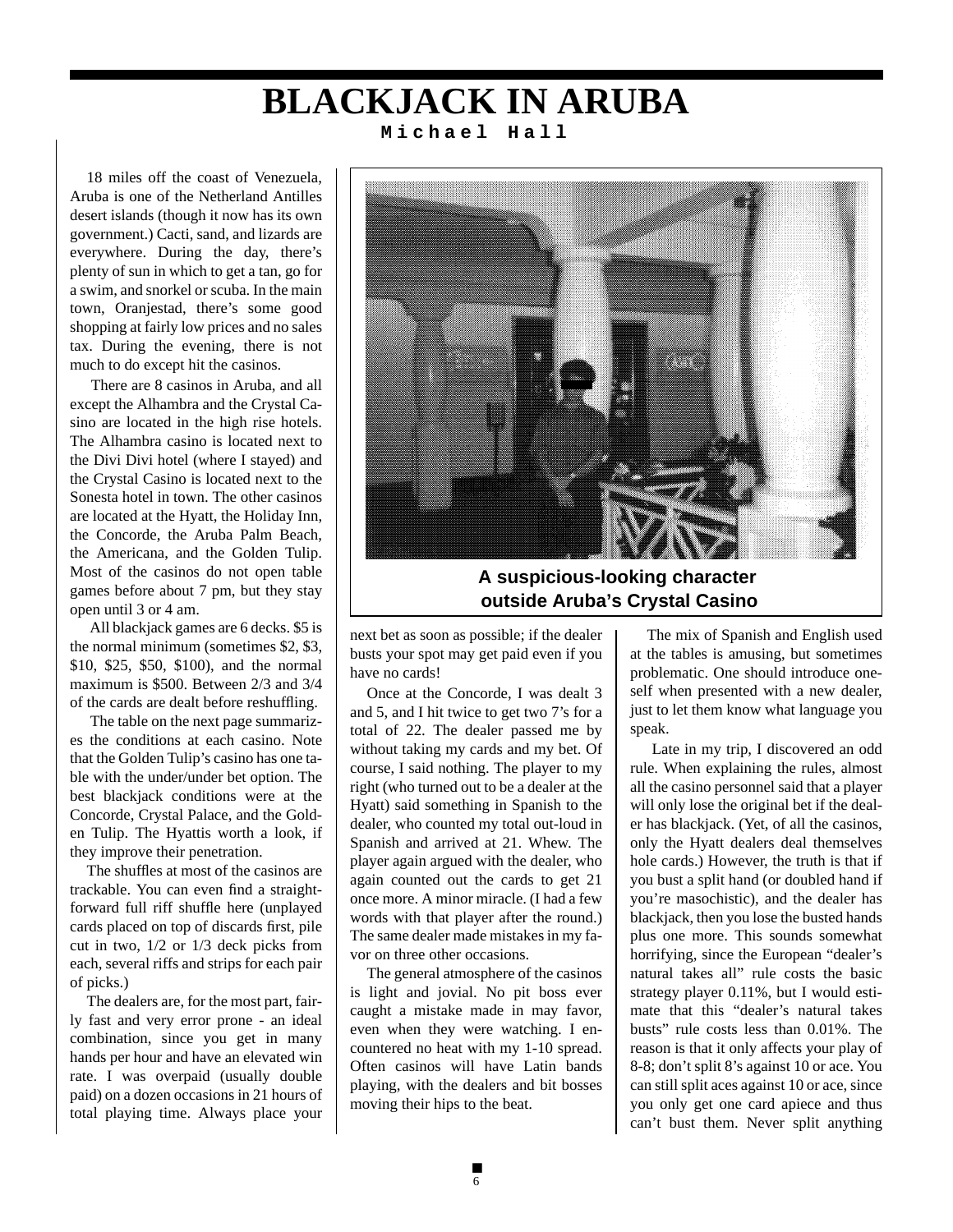# BLACKJACK IN ARUBA

**Michael Hall**

18 miles off the coast of Venezuela, Aruba is one of the Netherland Antilles desert islands (though it now has its own government.) Cacti, sand, and lizards are everywhere. During the day, there's plenty of sun in which to get a tan, go for a swim, and snorkel or scuba. In the main town, Oranjestad, there's some good shopping at fairly low prices and no sales tax. During the evening, there is not much to do except hit the casinos.

There are 8 casinos in Aruba, and all except the Alhambra and the Crystal Casino are located in the high rise hotels. The Alhambra casino is located next to the Divi Divi hotel (where I stayed) and the Crystal Casino is located next to the Sonesta hotel in town. The other casinos are located at the Hyatt, the Holiday Inn, the Concorde, the Aruba Palm Beach, the Americana, and the Golden Tulip. Most of the casinos do not open table games before about 7 pm, but they stay open until 3 or 4 am.

All blackjack games are 6 decks. $5 is the normal minimum (sometimes $2, $3, $10, $25, $50, $100), and the normal maximum is $500. Between 2/3 and 3/4 of the cards are dealt before reshuffling.

The table on the next page summarizes the conditions at each casino. Note that the Golden Tulip's casino has one table with the under/under bet option. The best blackjack conditions were at the Concorde, Crystal Palace, and the Golden Tulip. The Hyatt is worth a look, if they improve their penetration.

The shuffles at most of the casinos are trackable. You can even find a straightforward full riff shuffle here (unplayed cards placed on top of discards first, pile cut in two, 1/2 or 1/3 deck picks from each, several riffs and strips for each pair of picks.)

The dealers are, for the most part, fairly fast and very error prone - an ideal combination, since you get in many hands per hour and have an elevated win rate. I was overpaid (usually double paid) on a dozen occasions in 21 hours of total playing time. Always place your next bet as soon as possible; if the dealer busts your spot may get paid even if you have no cards!

**A suspicious-looking character outside Aruba's Crystal Casino**

Once at the Concorde, I was dealt 3 and 5, and I hit twice to get two 7's for a total of 22. The dealer passed me by without taking my cards and my bet. Of course, I said nothing. The player to my right (who turned out to be a dealer at the Hyatt) said something in Spanish to the dealer, who counted my total out-loud in Spanish and arrived at 21. Whew. The player again argued with the dealer, who again counted out the cards to get 21 once more. A minor miracle. (I had a few words with that player after the round.) The same dealer made mistakes in my favor on three other occasions.

The general atmosphere of the casinos is light and jovial. No pit boss ever caught a mistake made in may favor, even when they were watching. I encountered no heat with my 1-10 spread. Often casinos will have Latin bands playing, with the dealers and bit bosses moving their hips to the beat.

The mix of Spanish and English used at the tables is amusing, but sometimes problematic. One should introduce oneself when presented with a new dealer, just to let them know what language you speak.

Late in my trip, I discovered an odd rule. When explaining the rules, almost all the casino personnel said that a player will only lose the original bet if the dealer has blackjack. (Yet, of all the casinos, only the Hyatt dealers deal themselves hole cards.) However, the truth is that if you bust a split hand (or doubled hand if you're masochistic), and the dealer has blackjack, then you lose the busted hands plus one more. This sounds somewhat horrifying, since the European "dealer's natural takes all" rule costs the basic strategy player 0.11%, but I would estimate that this "dealer's natural takes busts" rule costs less than 0.01%. The reason is that it only affects your play of 8-8; don't split 8's against 10 or ace. You can still split aces against 10 or ace, since you only get one card apiece and thus can't bust them. Never split anything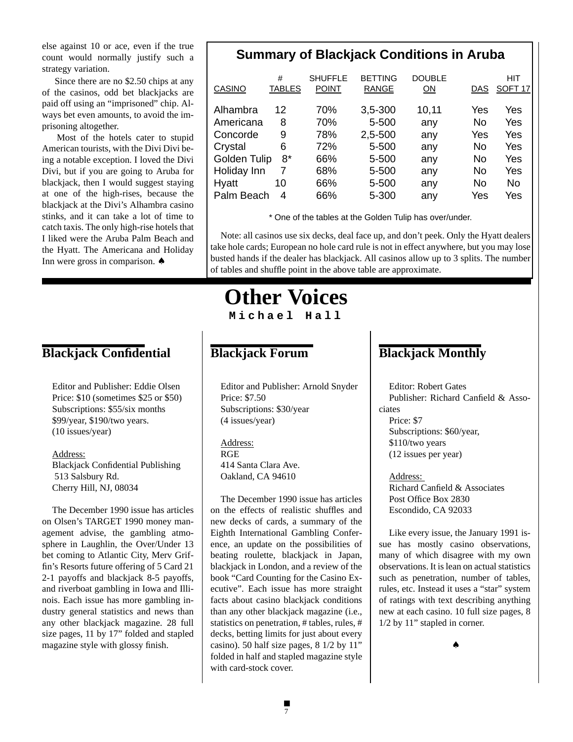else against 10 or ace, even if the true count would normally justify such a strategy variation.

Since there are no $2.50 chips at any of the casinos, odd bet blackjacks are paid off using an "imprisoned" chip. Always bet even amounts, to avoid the imprisoning altogether.

Most of the hotels cater to stupid American tourists, with the Divi Divi being a notable exception. I loved the Divi Divi, but if you are going to Aruba for blackjack, then I would suggest staying at one of the high-rises, because the blackjack at the Divi's Alhambra casino stinks, and it can take a lot of time to catch taxis. The only high-rise hotels that I liked were the Aruba Palm Beach and the Hyatt. The Americana and Holiday Inn were gross in comparison. ♠

## Summary of Blackjack Conditions in Aruba

| CASINO | # TABLES | SHUFFLE POINT | BETTING RANGE | DOUBLE ON | DAS | HIT SOFT 17 |
|---|---|---|---|---|---|---|
| Alhambra | 12 | 70% | 3,5-300 | 10,11 | Yes | Yes |
| Americana | 8 | 70% | 5-500 | any | No | Yes |
| Concorde | 9 | 78% | 2,5-500 | any | Yes | Yes |
| Crystal | 6 | 72% | 5-500 | any | No | Yes |
| Golden Tulip | 8* | 66% | 5-500 | any | No | Yes |
| Holiday Inn | 7 | 68% | 5-500 | any | No | Yes |
| Hyatt | 10 | 66% | 5-500 | any | No | No |
| Palm Beach | 4 | 66% | 5-300 | any | Yes | Yes |

\* One of the tables at the Golden Tulip has over/under.

Note: all casinos use six decks, deal face up, and don't peek. Only the Hyatt dealers take hole cards; European no hole card rule is not in effect anywhere, but you may lose busted hands if the dealer has blackjack. All casinos allow up to 3 splits. The number of tables and shuffle point in the above table are approximate.

# Other Voices

**Michael Hall**

## Blackjack Confidential

Editor and Publisher: Eddie Olsen
Price: $10 (sometimes $25 or $50)
Subscriptions: $55/six months
$99/year, $190/two years.
(10 issues/year)

Address:
Blackjack Confidential Publishing
513 Salsbury Rd.
Cherry Hill, NJ, 08034

The December 1990 issue has articles on Olsen's TARGET 1990 money management advise, the gambling atmosphere in Laughlin, the Over/Under 13 bet coming to Atlantic City, Merv Griffin's Resorts future offering of 5 Card 21 2-1 payoffs and blackjack 8-5 payoffs, and riverboat gambling in Iowa and Illinois. Each issue has more gambling industry general statistics and news than any other blackjack magazine. 28 full size pages, 11 by 17" folded and stapled magazine style with glossy finish.

## Blackjack Forum

Editor and Publisher: Arnold Snyder
Price: $7.50
Subscriptions: $30/year
(4 issues/year)

Address:
RGE
414 Santa Clara Ave.
Oakland, CA 94610

The December 1990 issue has articles on the effects of realistic shuffles and new decks of cards, a summary of the Eighth International Gambling Conference, an update on the possibilities of beating roulette, blackjack in Japan, blackjack in London, and a review of the book "Card Counting for the Casino Executive". Each issue has more straight facts about casino blackjack conditions than any other blackjack magazine (i.e., statistics on penetration, # tables, rules, # decks, betting limits for just about every casino). 50 half size pages, 8 1/2 by 11" folded in half and stapled magazine style with card-stock cover.

## Blackjack Monthly

Editor: Robert Gates
Publisher: Richard Canfield & Associates
Price: $7
Subscriptions: $60/year,
$110/two years
(12 issues per year)

Address:
Richard Canfield & Associates
Post Office Box 2830
Escondido, CA 92033

Like every issue, the January 1991 issue has mostly casino observations, many of which disagree with my own observations. It is lean on actual statistics such as penetration, number of tables, rules, etc. Instead it uses a "star" system of ratings with text describing anything new at each casino. 10 full size pages, 8 1/2 by 11" stapled in corner.

♠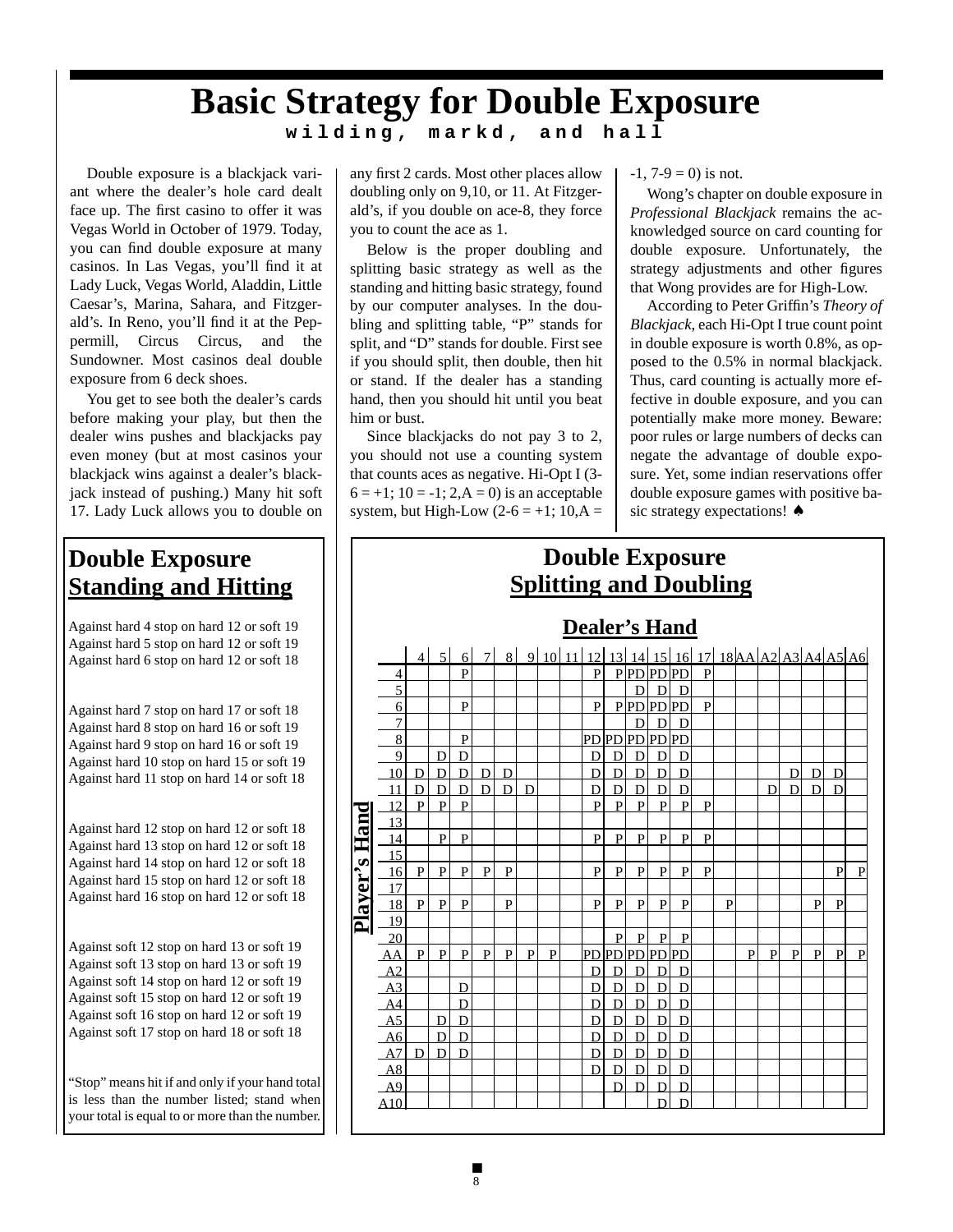# Basic Strategy for Double Exposure

**wilding, markd, and hall**

Double exposure is a blackjack variant where the dealer's hole card dealt face up. The first casino to offer it was Vegas World in October of 1979. Today, you can find double exposure at many casinos. In Las Vegas, you'll find it at Lady Luck, Vegas World, Aladdin, Little Caesar's, Marina, Sahara, and Fitzgerald's. In Reno, you'll find it at the Peppermill, Circus Circus, and the Sundowner. Most casinos deal double exposure from 6 deck shoes.

You get to see both the dealer's cards before making your play, but then the dealer wins pushes and blackjacks pay even money (but at most casinos your blackjack wins against a dealer's blackjack instead of pushing.) Many hit soft 17. Lady Luck allows you to double on any first 2 cards. Most other places allow doubling only on 9,10, or 11. At Fitzgerald's, if you double on ace-8, they force you to count the ace as 1.

Below is the proper doubling and splitting basic strategy as well as the standing and hitting basic strategy, found by our computer analyses. In the doubling and splitting table, "P" stands for split, and "D" stands for double. First see if you should split, then double, then hit or stand. If the dealer has a standing hand, then you should hit until you beat him or bust.

Since blackjacks do not pay 3 to 2, you should not use a counting system that counts aces as negative. Hi-Opt I (3-6 = +1; 10 = -1; 2,A = 0) is an acceptable system, but High-Low (2-6 = +1; 10,A = -1, 7-9 = 0) is not.

Wong's chapter on double exposure in *Professional Blackjack* remains the acknowledged source on card counting for double exposure. Unfortunately, the strategy adjustments and other figures that Wong provides are for High-Low.

According to Peter Griffin's *Theory of Blackjack*, each Hi-Opt I true count point in double exposure is worth 0.8%, as opposed to the 0.5% in normal blackjack. Thus, card counting is actually more effective in double exposure, and you can potentially make more money. Beware: poor rules or large numbers of decks can negate the advantage of double exposure. Yet, some indian reservations offer double exposure games with positive basic strategy expectations! ♠

## Double Exposure Standing and Hitting

Against hard 4 stop on hard 12 or soft 19
Against hard 5 stop on hard 12 or soft 19
Against hard 6 stop on hard 12 or soft 18

Against hard 7 stop on hard 17 or soft 18
Against hard 8 stop on hard 16 or soft 19
Against hard 9 stop on hard 16 or soft 19
Against hard 10 stop on hard 15 or soft 19
Against hard 11 stop on hard 14 or soft 18

Against hard 12 stop on hard 12 or soft 18
Against hard 13 stop on hard 12 or soft 18
Against hard 14 stop on hard 12 or soft 18
Against hard 15 stop on hard 12 or soft 18
Against hard 16 stop on hard 12 or soft 18

Against soft 12 stop on hard 13 or soft 19
Against soft 13 stop on hard 13 or soft 19
Against soft 14 stop on hard 12 or soft 19
Against soft 15 stop on hard 12 or soft 19
Against soft 16 stop on hard 12 or soft 19
Against soft 17 stop on hard 18 or soft 18

"Stop" means hit if and only if your hand total is less than the number listed; stand when your total is equal to or more than the number.

## Double Exposure Splitting and Doubling

**Dealer's Hand** (columns) / **Player's Hand** (rows)

| | 4 | 5 | 6 | 7 | 8 | 9 | 10 | 11 | 12 | 13 | 14 | 15 | 16 | 17 | 18 | AA | A2 | A3 | A4 | A5 | A6 |
|---|---|---|---|---|---|---|---|---|---|---|---|---|---|---|---|---|---|---|---|---|---|
| 4 | | | P | | | | | | P | P | PD | PD | PD | P | | | | | | | |
| 5 | | | | | | | | | | | D | D | D | | | | | | | | |
| 6 | | | P | | | | | | P | P | PD | PD | PD | P | | | | | | | |
| 7 | | | | | | | | | | | D | D | D | | | | | | | | |
| 8 | | | P | | | | | | PD | PD | PD | PD | PD | | | | | | | | |
| 9 | | D | D | | | | | | D | D | D | D | D | | | | | | | | |
| 10 | D | D | D | D | D | | | | D | D | D | D | D | | | | | D | D | D | |
| 11 | D | D | D | D | D | D | | | D | D | D | D | D | | | | D | D | D | D | |
| 12 | P | P | P | | | | | | P | P | P | P | P | P | | | | | | | |
| 13 | | | | | | | | | | | | | | | | | | | | | |
| 14 | | P | P | | | | | | P | P | P | P | P | P | | | | | | | |
| 15 | | | | | | | | | | | | | | | | | | | | | |
| 16 | P | P | P | P | P | | | | P | P | P | P | P | P | | | | | | P | P |
| 17 | | | | | | | | | | | | | | | | | | | | | |
| 18 | P | P | P | | P | | | | P | P | P | P | P | | P | | | | P | P | |
| 19 | | | | | | | | | | | | | | | | | | | | | |
| 20 | | | | | | | | | | P | P | P | P | | | | | | | | |
| AA | P | P | P | P | P | P | P | | PD | PD | PD | PD | PD | | | P | P | P | P | P | P |
| A2 | | | | | | | | | D | D | D | D | D | | | | | | | | |
| A3 | | | D | | | | | | D | D | D | D | D | | | | | | | | |
| A4 | | | D | | | | | | D | D | D | D | D | | | | | | | | |
| A5 | | D | D | | | | | | D | D | D | D | D | | | | | | | | |
| A6 | | D | D | | | | | | D | D | D | D | D | | | | | | | | |
| A7 | D | D | D | | | | | | D | D | D | D | D | | | | | | | | |
| A8 | | | | | | | | | D | D | D | D | D | | | | | | | | |
| A9 | | | | | | | | | | D | D | D | D | | | | | | | | |
| A10 | | | | | | | | | | | | D | D | | | | | | | | |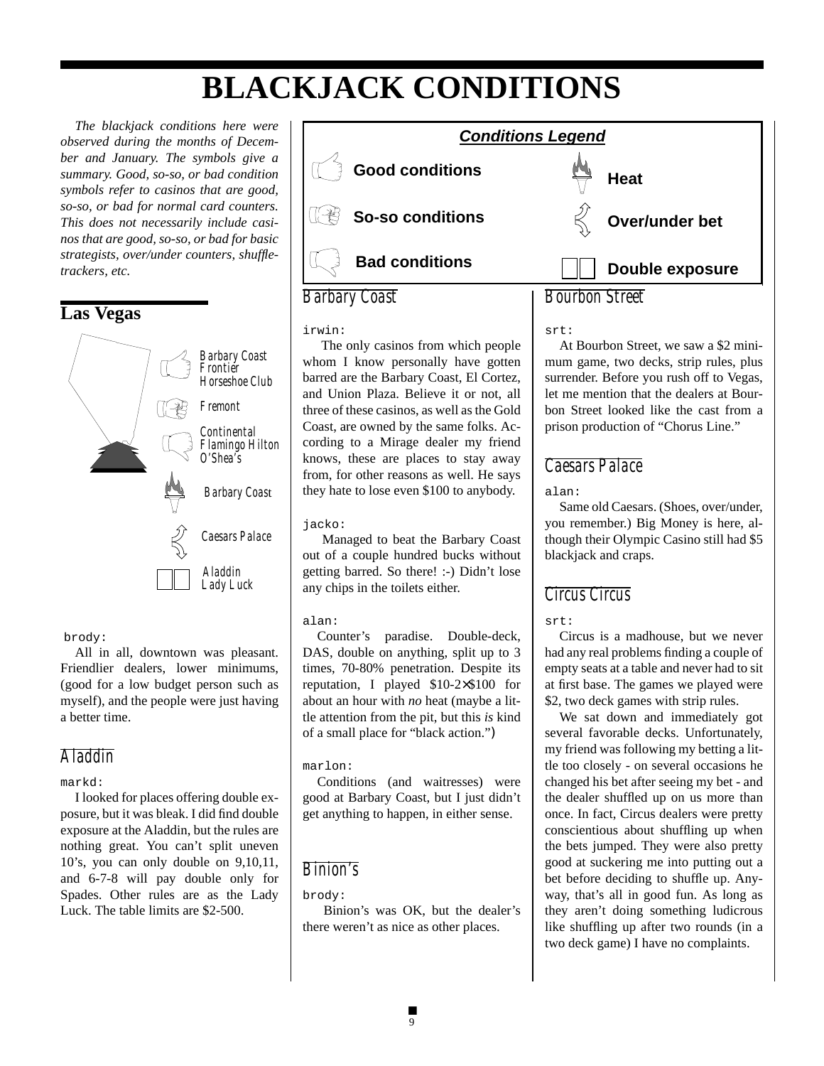# BLACKJACK CONDITIONS

*The blackjack conditions here were observed during the months of December and January. The symbols give a summary. Good, so-so, or bad condition symbols refer to casinos that are good, so-so, or bad for normal card counters. This does not necessarily include casinos that are good, so-so, or bad for basic strategists, over/under counters, shuffle-trackers, etc.*

***Conditions Legend***

- **Good conditions**
- **So-so conditions**
- **Bad conditions**
- **Heat**
- **Over/under bet**
- **Double exposure**

## Las Vegas

Good conditions: Barbary Coast, Frontier, Horseshoe Club

So-so conditions: Fremont

Bad conditions: Continental, Flamingo Hilton, O'Shea's

Heat: Barbary Coast

Over/under bet: Caesars Palace

Double exposure: Aladdin, Lady Luck

brody:

All in all, downtown was pleasant. Friendlier dealers, lower minimums, (good for a low budget person such as myself), and the people were just having a better time.

### Aladdin

markd:

I looked for places offering double exposure, but it was bleak. I did find double exposure at the Aladdin, but the rules are nothing great. You can't split uneven 10's, you can only double on 9,10,11, and 6-7-8 will pay double only for Spades. Other rules are as the Lady Luck. The table limits are $2-500.

### Barbary Coast

irwin:

The only casinos from which people whom I know personally have gotten barred are the Barbary Coast, El Cortez, and Union Plaza. Believe it or not, all three of these casinos, as well as the Gold Coast, are owned by the same folks. According to a Mirage dealer my friend knows, these are places to stay away from, for other reasons as well. He says they hate to lose even $100 to anybody.

jacko:

Managed to beat the Barbary Coast out of a couple hundred bucks without getting barred. So there! :-) Didn't lose any chips in the toilets either.

alan:

Counter's paradise. Double-deck, DAS, double on anything, split up to 3 times, 70-80% penetration. Despite its reputation, I played $10-2×$100 for about an hour with *no* heat (maybe a little attention from the pit, but this *is* kind of a small place for "black action.")

marlon:

Conditions (and waitresses) were good at Barbary Coast, but I just didn't get anything to happen, in either sense.

### Binion's

brody:

Binion's was OK, but the dealer's there weren't as nice as other places.

### Bourbon Street

srt:

At Bourbon Street, we saw a $2 minimum game, two decks, strip rules, plus surrender. Before you rush off to Vegas, let me mention that the dealers at Bourbon Street looked like the cast from a prison production of "Chorus Line."

### Caesars Palace

alan:

Same old Caesars. (Shoes, over/under, you remember.) Big Money is here, although their Olympic Casino still had $5 blackjack and craps.

### Circus Circus

srt:

Circus is a madhouse, but we never had any real problems finding a couple of empty seats at a table and never had to sit at first base. The games we played were $2, two deck games with strip rules.

We sat down and immediately got several favorable decks. Unfortunately, my friend was following my betting a little too closely - on several occasions he changed his bet after seeing my bet - and the dealer shuffled up on us more than once. In fact, Circus dealers were pretty conscientious about shuffling up when the bets jumped. They were also pretty good at suckering me into putting out a bet before deciding to shuffle up. Anyway, that's all in good fun. As long as they aren't doing something ludicrous like shuffling up after two rounds (in a two deck game) I have no complaints.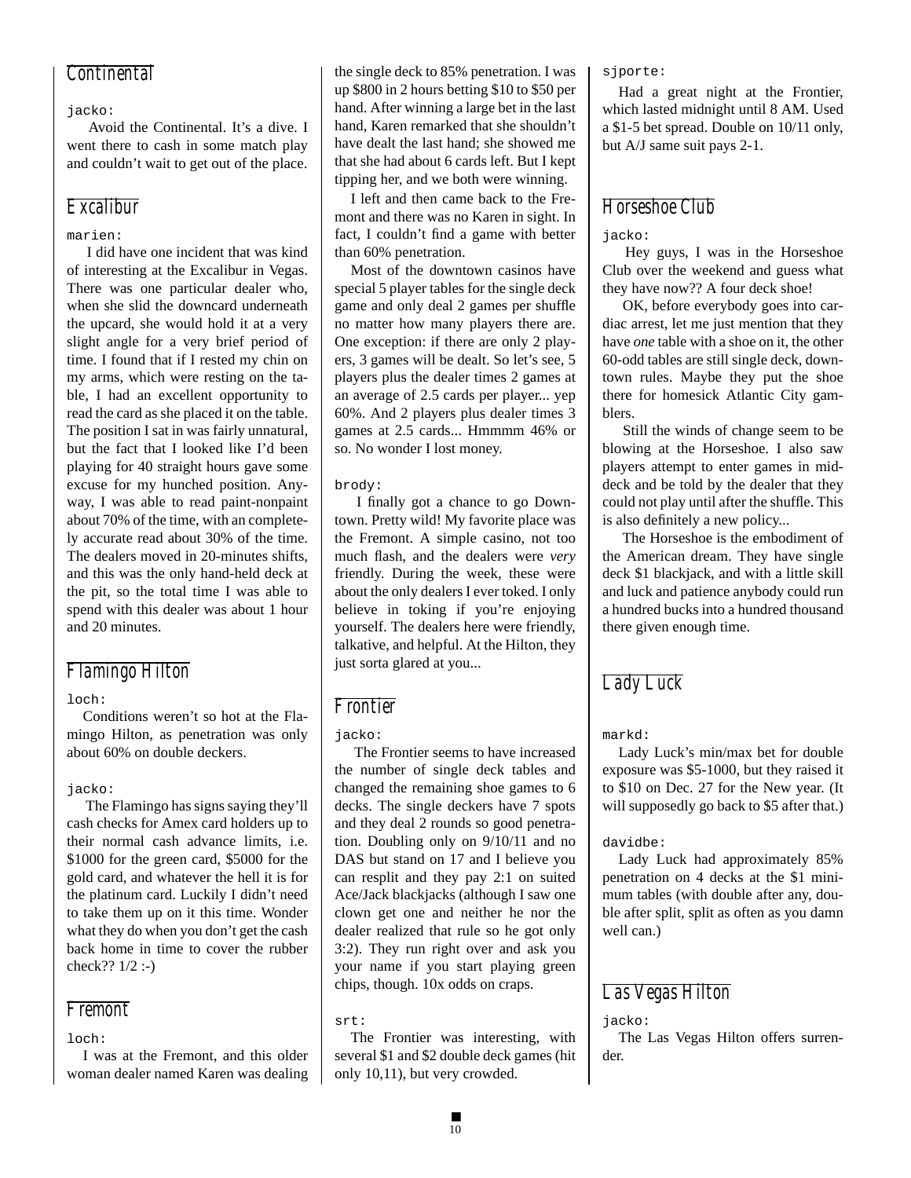## Continental

jacko:

Avoid the Continental. It's a dive. I went there to cash in some match play and couldn't wait to get out of the place.

## Excalibur

marien:

I did have one incident that was kind of interesting at the Excalibur in Vegas. There was one particular dealer who, when she slid the downcard underneath the upcard, she would hold it at a very slight angle for a very brief period of time. I found that if I rested my chin on my arms, which were resting on the table, I had an excellent opportunity to read the card as she placed it on the table. The position I sat in was fairly unnatural, but the fact that I looked like I'd been playing for 40 straight hours gave some excuse for my hunched position. Anyway, I was able to read paint-nonpaint about 70% of the time, with an completely accurate read about 30% of the time. The dealers moved in 20-minutes shifts, and this was the only hand-held deck at the pit, so the total time I was able to spend with this dealer was about 1 hour and 20 minutes.

## Flamingo Hilton

loch:

Conditions weren't so hot at the Flamingo Hilton, as penetration was only about 60% on double deckers.

jacko:

The Flamingo has signs saying they'll cash checks for Amex card holders up to their normal cash advance limits, i.e. $1000 for the green card, $5000 for the gold card, and whatever the hell it is for the platinum card. Luckily I didn't need to take them up on it this time. Wonder what they do when you don't get the cash back home in time to cover the rubber check?? 1/2 :-)

## Fremont

loch:

I was at the Fremont, and this older woman dealer named Karen was dealing the single deck to 85% penetration. I was up $800 in 2 hours betting $10 to $50 per hand. After winning a large bet in the last hand, Karen remarked that she shouldn't have dealt the last hand; she showed me that she had about 6 cards left. But I kept tipping her, and we both were winning.

I left and then came back to the Fremont and there was no Karen in sight. In fact, I couldn't find a game with better than 60% penetration.

Most of the downtown casinos have special 5 player tables for the single deck game and only deal 2 games per shuffle no matter how many players there are. One exception: if there are only 2 players, 3 games will be dealt. So let's see, 5 players plus the dealer times 2 games at an average of 2.5 cards per player... yep 60%. And 2 players plus dealer times 3 games at 2.5 cards... Hmmmm 46% or so. No wonder I lost money.

brody:

I finally got a chance to go Downtown. Pretty wild! My favorite place was the Fremont. A simple casino, not too much flash, and the dealers were *very* friendly. During the week, these were about the only dealers I ever toked. I only believe in toking if you're enjoying yourself. The dealers here were friendly, talkative, and helpful. At the Hilton, they just sorta glared at you...

## Frontier

jacko:

The Frontier seems to have increased the number of single deck tables and changed the remaining shoe games to 6 decks. The single deckers have 7 spots and they deal 2 rounds so good penetration. Doubling only on 9/10/11 and no DAS but stand on 17 and I believe you can resplit and they pay 2:1 on suited Ace/Jack blackjacks (although I saw one clown get one and neither he nor the dealer realized that rule so he got only 3:2). They run right over and ask you your name if you start playing green chips, though. 10x odds on craps.

srt:

The Frontier was interesting, with several $1 and $2 double deck games (hit only 10,11), but very crowded.

sjporte:

Had a great night at the Frontier, which lasted midnight until 8 AM. Used a $1-5 bet spread. Double on 10/11 only, but A/J same suit pays 2-1.

## Horseshoe Club

jacko:

Hey guys, I was in the Horseshoe Club over the weekend and guess what they have now?? A four deck shoe!

OK, before everybody goes into cardiac arrest, let me just mention that they have *one* table with a shoe on it, the other 60-odd tables are still single deck, downtown rules. Maybe they put the shoe there for homesick Atlantic City gamblers.

Still the winds of change seem to be blowing at the Horseshoe. I also saw players attempt to enter games in middeck and be told by the dealer that they could not play until after the shuffle. This is also definitely a new policy...

The Horseshoe is the embodiment of the American dream. They have single deck $1 blackjack, and with a little skill and luck and patience anybody could run a hundred bucks into a hundred thousand there given enough time.

## Lady Luck

markd:

Lady Luck's min/max bet for double exposure was $5-1000, but they raised it to $10 on Dec. 27 for the New year. (It will supposedly go back to $5 after that.)

davidbe:

Lady Luck had approximately 85% penetration on 4 decks at the $1 minimum tables (with double after any, double after split, split as often as you damn well can.)

## Las Vegas Hilton

jacko:

The Las Vegas Hilton offers surrender.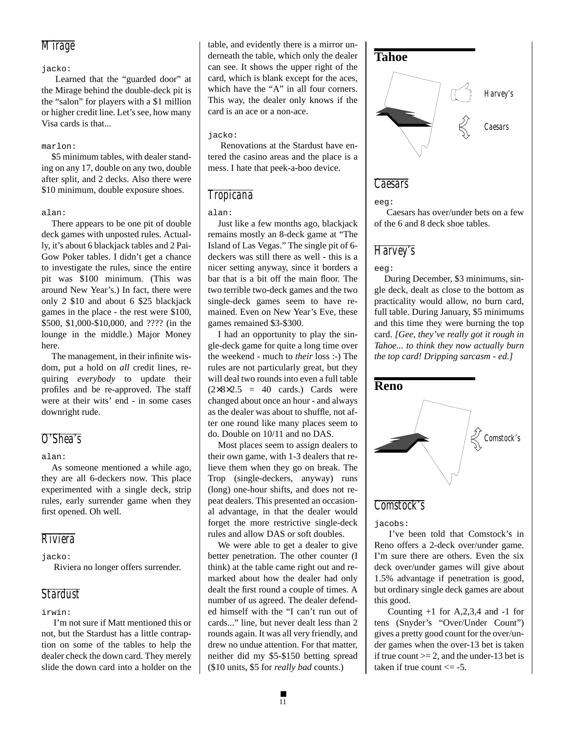## Mirage

jacko:

Learned that the "guarded door" at the Mirage behind the double-deck pit is the "salon" for players with a $1 million or higher credit line. Let's see, how many Visa cards is that...

marlon:

$5 minimum tables, with dealer standing on any 17, double on any two, double after split, and 2 decks. Also there were $10 minimum, double exposure shoes.

alan:

There appears to be one pit of double deck games with unposted rules. Actually, it's about 6 blackjack tables and 2 Pai-Gow Poker tables. I didn't get a chance to investigate the rules, since the entire pit was $100 minimum. (This was around New Year's.) In fact, there were only 2 $10 and about 6 $25 blackjack games in the place - the rest were $100, $500, $1,000-$10,000, and ???? (in the lounge in the middle.) Major Money here.

The management, in their infinite wisdom, put a hold on *all* credit lines, requiring *everybody* to update their profiles and be re-approved. The staff were at their wits' end - in some cases downright rude.

## O'Shea's

alan:

As someone mentioned a while ago, they are all 6-deckers now. This place experimented with a single deck, strip rules, early surrender game when they first opened. Oh well.

## Riviera

jacko:

Riviera no longer offers surrender.

## Stardust

irwin:

I'm not sure if Matt mentioned this or not, but the Stardust has a little contraption on some of the tables to help the dealer check the down card. They merely slide the down card into a holder on the table, and evidently there is a mirror underneath the table, which only the dealer can see. It shows the upper right of the card, which is blank except for the aces, which have the "A" in all four corners. This way, the dealer only knows if the card is an ace or a non-ace.

jacko:

Renovations at the Stardust have entered the casino areas and the place is a mess. I hate that peek-a-boo device.

## Tropicana

alan:

Just like a few months ago, blackjack remains mostly an 8-deck game at "The Island of Las Vegas." The single pit of 6-deckers was still there as well - this is a nicer setting anyway, since it borders a bar that is a bit off the main floor. The two terrible two-deck games and the two single-deck games seem to have remained. Even on New Year's Eve, these games remained $3-$300.

I had an opportunity to play the single-deck game for quite a long time over the weekend - much to *their* loss :-) The rules are not particularly great, but they will deal two rounds into even a full table ($2 \times 8 \times 2.5 = 40$ cards.) Cards were changed about once an hour - and always as the dealer was about to shuffle, not after one round like many places seem to do. Double on 10/11 and no DAS.

Most places seem to assign dealers to their own game, with 1-3 dealers that relieve them when they go on break. The Trop (single-deckers, anyway) runs (long) one-hour shifts, and does not repeat dealers. This presented an occasional advantage, in that the dealer would forget the more restrictive single-deck rules and allow DAS or soft doubles.

We were able to get a dealer to give better penetration. The other counter (I think) at the table came right out and remarked about how the dealer had only dealt the first round a couple of times. A number of us agreed. The dealer defended himself with the "I can't run out of cards..." line, but never dealt less than 2 rounds again. It was all very friendly, and drew no undue attention. For that matter, neither did my $5-$150 betting spread ($10 units, $5 for *really bad* counts.)

# Tahoe

Harvey's

Caesars

## Caesars

eeg:

Caesars has over/under bets on a few of the 6 and 8 deck shoe tables.

## Harvey's

eeg:

During December, $3 minimums, single deck, dealt as close to the bottom as practicality would allow, no burn card, full table. During January, $5 minimums and this time they were burning the top card. *[Gee, they've really got it rough in Tahoe... to think they now actually burn the top card! Dripping sarcasm - ed.]*

# Reno

Comstock's

## Comstock's

jacobs:

I've been told that Comstock's in Reno offers a 2-deck over/under game. I'm sure there are others. Even the six deck over/under games will give about 1.5% advantage if penetration is good, but ordinary single deck games are about this good.

Counting +1 for A,2,3,4 and -1 for tens (Snyder's "Over/Under Count") gives a pretty good count for the over/under games when the over-13 bet is taken if true count >= 2, and the under-13 bet is taken if true count <= -5.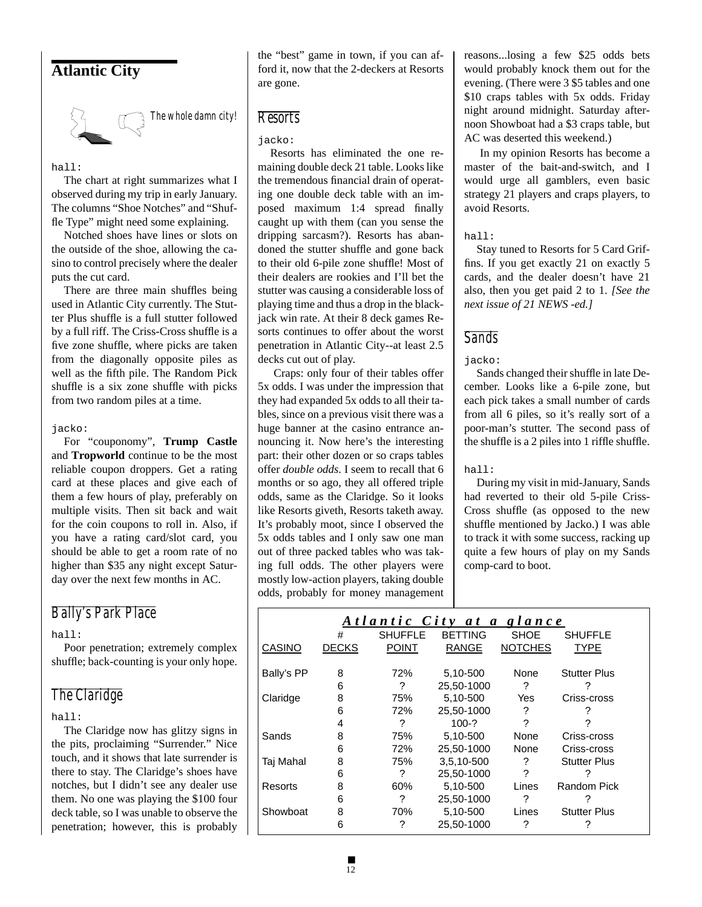## Atlantic City

*The whole damn city!*

hall:

The chart at right summarizes what I observed during my trip in early January. The columns "Shoe Notches" and "Shuffle Type" might need some explaining.

Notched shoes have lines or slots on the outside of the shoe, allowing the casino to control precisely where the dealer puts the cut card.

There are three main shuffles being used in Atlantic City currently. The Stutter Plus shuffle is a full stutter followed by a full riff. The Criss-Cross shuffle is a five zone shuffle, where picks are taken from the diagonally opposite piles as well as the fifth pile. The Random Pick shuffle is a six zone shuffle with picks from two random piles at a time.

jacko:

For "couponomy", **Trump Castle** and **Tropworld** continue to be the most reliable coupon droppers. Get a rating card at these places and give each of them a few hours of play, preferably on multiple visits. Then sit back and wait for the coin coupons to roll in. Also, if you have a rating card/slot card, you should be able to get a room rate of no higher than $35 any night except Saturday over the next few months in AC.

### Bally's Park Place

hall:

Poor penetration; extremely complex shuffle; back-counting is your only hope.

### The Claridge

hall:

The Claridge now has glitzy signs in the pits, proclaiming "Surrender." Nice touch, and it shows that late surrender is there to stay. The Claridge's shoes have notches, but I didn't see any dealer use them. No one was playing the $100 four deck table, so I was unable to observe the penetration; however, this is probably the "best" game in town, if you can afford it, now that the 2-deckers at Resorts are gone.

### Resorts

jacko:

Resorts has eliminated the one remaining double deck 21 table. Looks like the tremendous financial drain of operating one double deck table with an imposed maximum 1:4 spread finally caught up with them (can you sense the dripping sarcasm?). Resorts has abandoned the stutter shuffle and gone back to their old 6-pile zone shuffle! Most of their dealers are rookies and I'll bet the stutter was causing a considerable loss of playing time and thus a drop in the blackjack win rate. At their 8 deck games Resorts continues to offer about the worst penetration in Atlantic City--at least 2.5 decks cut out of play.

Craps: only four of their tables offer 5x odds. I was under the impression that they had expanded 5x odds to all their tables, since on a previous visit there was a huge banner at the casino entrance announcing it. Now here's the interesting part: their other dozen or so craps tables offer *double odds*. I seem to recall that 6 months or so ago, they all offered triple odds, same as the Claridge. So it looks like Resorts giveth, Resorts taketh away. It's probably moot, since I observed the 5x odds tables and I only saw one man out of three packed tables who was taking full odds. The other players were mostly low-action players, taking double odds, probably for money management reasons...losing a few $25 odds bets would probably knock them out for the evening. (There were 3 $5 tables and one $10 craps tables with 5x odds. Friday night around midnight. Saturday afternoon Showboat had a $3 craps table, but AC was deserted this weekend.)

In my opinion Resorts has become a master of the bait-and-switch, and I would urge all gamblers, even basic strategy 21 players and craps players, to avoid Resorts.

hall:

Stay tuned to Resorts for 5 Card Griffins. If you get exactly 21 on exactly 5 cards, and the dealer doesn't have 21 also, then you get paid 2 to 1. *[See the next issue of 21 NEWS -ed.]*

### Sands

jacko:

Sands changed their shuffle in late December. Looks like a 6-pile zone, but each pick takes a small number of cards from all 6 piles, so it's really sort of a poor-man's stutter. The second pass of the shuffle is a 2 piles into 1 riffle shuffle.

hall:

During my visit in mid-January, Sands had reverted to their old 5-pile Criss-Cross shuffle (as opposed to the new shuffle mentioned by Jacko.) I was able to track it with some success, racking up quite a few hours of play on my Sands comp-card to boot.

***Atlantic City at a glance***

| CASINO | # DECKS | SHUFFLE POINT | BETTING RANGE | SHOE NOTCHES | SHUFFLE TYPE |
|---|---|---|---|---|---|
| Bally's PP | 8 | 72% | 5,10-500 | None | Stutter Plus |
| | 6 | ? | 25,50-1000 | ? | ? |
| Claridge | 8 | 75% | 5,10-500 | Yes | Criss-cross |
| | 6 | 72% | 25,50-1000 | ? | ? |
| | 4 | ? | 100-? | ? | ? |
| Sands | 8 | 75% | 5,10-500 | None | Criss-cross |
| | 6 | 72% | 25,50-1000 | None | Criss-cross |
| Taj Mahal | 8 | 75% | 3,5,10-500 | ? | Stutter Plus |
| | 6 | ? | 25,50-1000 | ? | ? |
| Resorts | 8 | 60% | 5,10-500 | Lines | Random Pick |
| | 6 | ? | 25,50-1000 | ? | ? |
| Showboat | 8 | 70% | 5,10-500 | Lines | Stutter Plus |
| | 6 | ? | 25,50-1000 | ? | ? |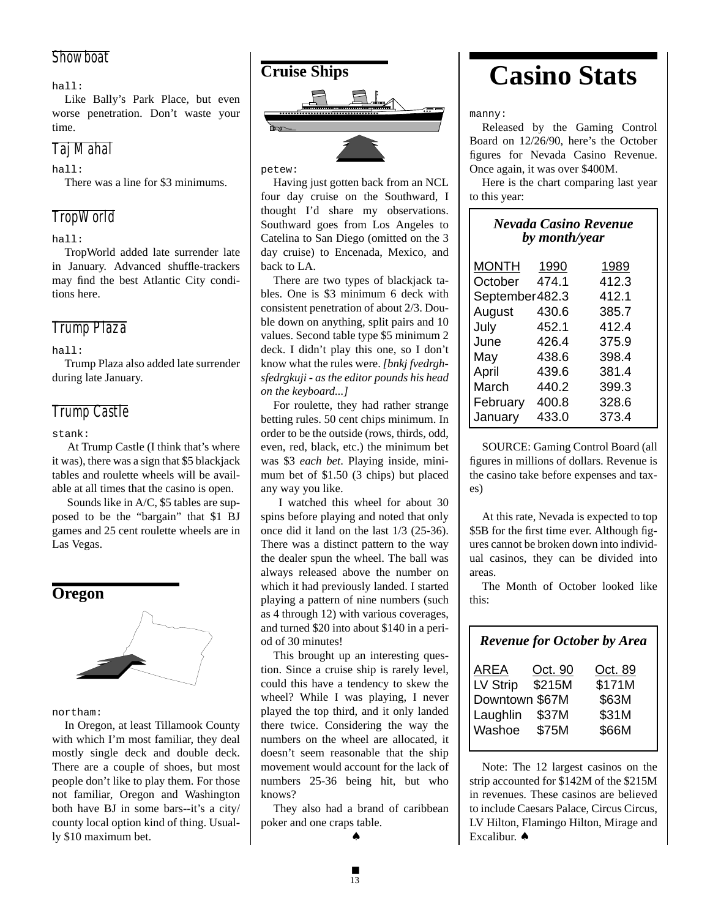### Showboat

hall:

Like Bally's Park Place, but even worse penetration. Don't waste your time.

### Taj Mahal

hall:

There was a line for $3 minimums.

### TropWorld

hall:

TropWorld added late surrender late in January. Advanced shuffle-trackers may find the best Atlantic City conditions here.

### Trump Plaza

hall:

Trump Plaza also added late surrender during late January.

### Trump Castle

stank:

At Trump Castle (I think that's where it was), there was a sign that $5 blackjack tables and roulette wheels will be available at all times that the casino is open.

Sounds like in A/C, $5 tables are supposed to be the "bargain" that $1 BJ games and 25 cent roulette wheels are in Las Vegas.

## Oregon

northam:

In Oregon, at least Tillamook County with which I'm most familiar, they deal mostly single deck and double deck. There are a couple of shoes, but most people don't like to play them. For those not familiar, Oregon and Washington both have BJ in some bars--it's a city/county local option kind of thing. Usually $10 maximum bet.

## Cruise Ships

petew:

Having just gotten back from an NCL four day cruise on the Southward, I thought I'd share my observations. Southward goes from Los Angeles to Catelina to San Diego (omitted on the 3 day cruise) to Encenada, Mexico, and back to LA.

There are two types of blackjack tables. One is $3 minimum 6 deck with consistent penetration of about 2/3. Double down on anything, split pairs and 10 values. Second table type $5 minimum 2 deck. I didn't play this one, so I don't know what the rules were. *[bnkj fvedrghsfedrgkuji - as the editor pounds his head on the keyboard...]*

For roulette, they had rather strange betting rules. 50 cent chips minimum. In order to be the outside (rows, thirds, odd, even, red, black, etc.) the minimum bet was $3 *each bet*. Playing inside, minimum bet of $1.50 (3 chips) but placed any way you like.

I watched this wheel for about 30 spins before playing and noted that only once did it land on the last 1/3 (25-36). There was a distinct pattern to the way the dealer spun the wheel. The ball was always released above the number on which it had previously landed. I started playing a pattern of nine numbers (such as 4 through 12) with various coverages, and turned $20 into about $140 in a period of 30 minutes!

This brought up an interesting question. Since a cruise ship is rarely level, could this have a tendency to skew the wheel? While I was playing, I never played the top third, and it only landed there twice. Considering the way the numbers on the wheel are allocated, it doesn't seem reasonable that the ship movement would account for the lack of numbers 25-36 being hit, but who knows?

They also had a brand of caribbean poker and one craps table.

♠

# Casino Stats

manny:

Released by the Gaming Control Board on 12/26/90, here's the October figures for Nevada Casino Revenue. Once again, it was over $400M.

Here is the chart comparing last year to this year:

***Nevada Casino Revenue by month/year***

| MONTH | 1990 | 1989 |
|---|---|---|
| October | 474.1 | 412.3 |
| September | 482.3 | 412.1 |
| August | 430.6 | 385.7 |
| July | 452.1 | 412.4 |
| June | 426.4 | 375.9 |
| May | 438.6 | 398.4 |
| April | 439.6 | 381.4 |
| March | 440.2 | 399.3 |
| February | 400.8 | 328.6 |
| January | 433.0 | 373.4 |

SOURCE: Gaming Control Board (all figures in millions of dollars. Revenue is the casino take before expenses and taxes)

At this rate, Nevada is expected to top $5B for the first time ever. Although figures cannot be broken down into individual casinos, they can be divided into areas.

The Month of October looked like this:

***Revenue for October by Area***

| AREA | Oct. 90 | Oct. 89 |
|---|---|---|
| LV Strip | $215M | $171M |
| Downtown | $67M | $63M |
| Laughlin | $37M | $31M |
| Washoe | $75M | $66M |

Note: The 12 largest casinos on the strip accounted for $142M of the $215M in revenues. These casinos are believed to include Caesars Palace, Circus Circus, LV Hilton, Flamingo Hilton, Mirage and Excalibur. ♠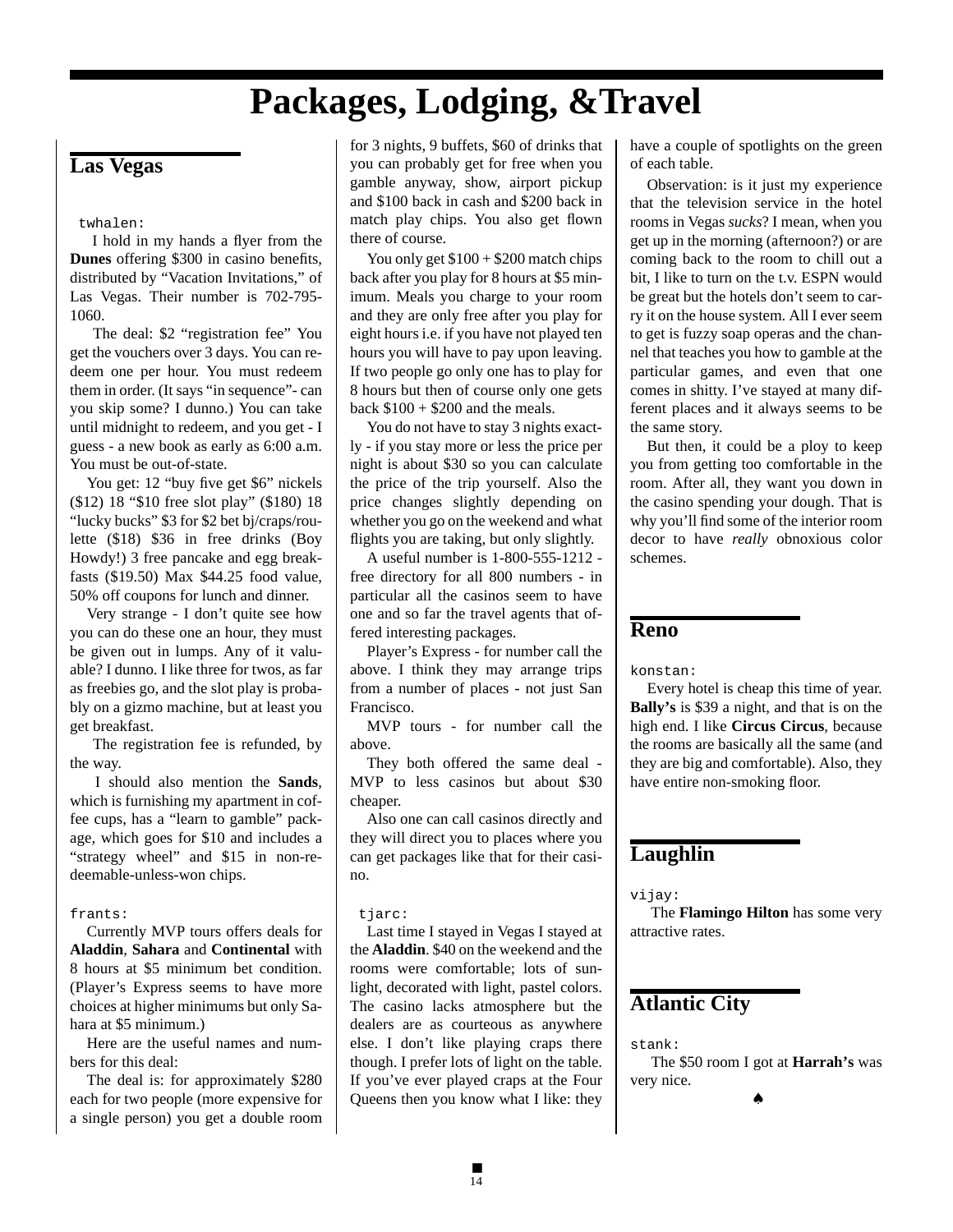# Packages, Lodging, &Travel

## Las Vegas

twhalen:

I hold in my hands a flyer from the **Dunes** offering $300 in casino benefits, distributed by "Vacation Invitations," of Las Vegas. Their number is 702-795-1060.

The deal: $2 "registration fee" You get the vouchers over 3 days. You can redeem one per hour. You must redeem them in order. (It says "in sequence"- can you skip some? I dunno.) You can take until midnight to redeem, and you get - I guess - a new book as early as 6:00 a.m. You must be out-of-state.

You get: 12 "buy five get $6" nickels ($12) 18 "$10 free slot play" ($180) 18 "lucky bucks" $3 for $2 bet bj/craps/roulette ($18) $36 in free drinks (Boy Howdy!) 3 free pancake and egg breakfasts ($19.50) Max $44.25 food value, 50% off coupons for lunch and dinner.

Very strange - I don't quite see how you can do these one an hour, they must be given out in lumps. Any of it valuable? I dunno. I like three for twos, as far as freebies go, and the slot play is probably on a gizmo machine, but at least you get breakfast.

The registration fee is refunded, by the way.

I should also mention the **Sands**, which is furnishing my apartment in coffee cups, has a "learn to gamble" package, which goes for $10 and includes a "strategy wheel" and $15 in non-redeemable-unless-won chips.

frants:

Currently MVP tours offers deals for **Aladdin**, **Sahara** and **Continental** with 8 hours at $5 minimum bet condition. (Player's Express seems to have more choices at higher minimums but only Sahara at $5 minimum.)

Here are the useful names and numbers for this deal:

The deal is: for approximately $280 each for two people (more expensive for a single person) you get a double room for 3 nights, 9 buffets, $60 of drinks that you can probably get for free when you gamble anyway, show, airport pickup and $100 back in cash and $200 back in match play chips. You also get flown there of course.

You only get $100 + $200 match chips back after you play for 8 hours at $5 minimum. Meals you charge to your room and they are only free after you play for eight hours i.e. if you have not played ten hours you will have to pay upon leaving. If two people go only one has to play for 8 hours but then of course only one gets back $100 + $200 and the meals.

You do not have to stay 3 nights exactly - if you stay more or less the price per night is about $30 so you can calculate the price of the trip yourself. Also the price changes slightly depending on whether you go on the weekend and what flights you are taking, but only slightly.

A useful number is 1-800-555-1212 - free directory for all 800 numbers - in particular all the casinos seem to have one and so far the travel agents that offered interesting packages.

Player's Express - for number call the above. I think they may arrange trips from a number of places - not just San Francisco.

MVP tours - for number call the above.

They both offered the same deal - MVP to less casinos but about $30 cheaper.

Also one can call casinos directly and they will direct you to places where you can get packages like that for their casino.

tjarc:

Last time I stayed in Vegas I stayed at the **Aladdin**. $40 on the weekend and the rooms were comfortable; lots of sunlight, decorated with light, pastel colors. The casino lacks atmosphere but the dealers are as courteous as anywhere else. I don't like playing craps there though. I prefer lots of light on the table. If you've ever played craps at the Four Queens then you know what I like: they have a couple of spotlights on the green of each table.

Observation: is it just my experience that the television service in the hotel rooms in Vegas *sucks*? I mean, when you get up in the morning (afternoon?) or are coming back to the room to chill out a bit, I like to turn on the t.v. ESPN would be great but the hotels don't seem to carry it on the house system. All I ever seem to get is fuzzy soap operas and the channel that teaches you how to gamble at the particular games, and even that one comes in shitty. I've stayed at many different places and it always seems to be the same story.

But then, it could be a ploy to keep you from getting too comfortable in the room. After all, they want you down in the casino spending your dough. That is why you'll find some of the interior room decor to have *really* obnoxious color schemes.

## Reno

konstan:

Every hotel is cheap this time of year. **Bally's** is $39 a night, and that is on the high end. I like **Circus Circus**, because the rooms are basically all the same (and they are big and comfortable). Also, they have entire non-smoking floor.

## Laughlin

vijay:

The **Flamingo Hilton** has some very attractive rates.

## Atlantic City

stank:

The $50 room I got at **Harrah's** was very nice.

♠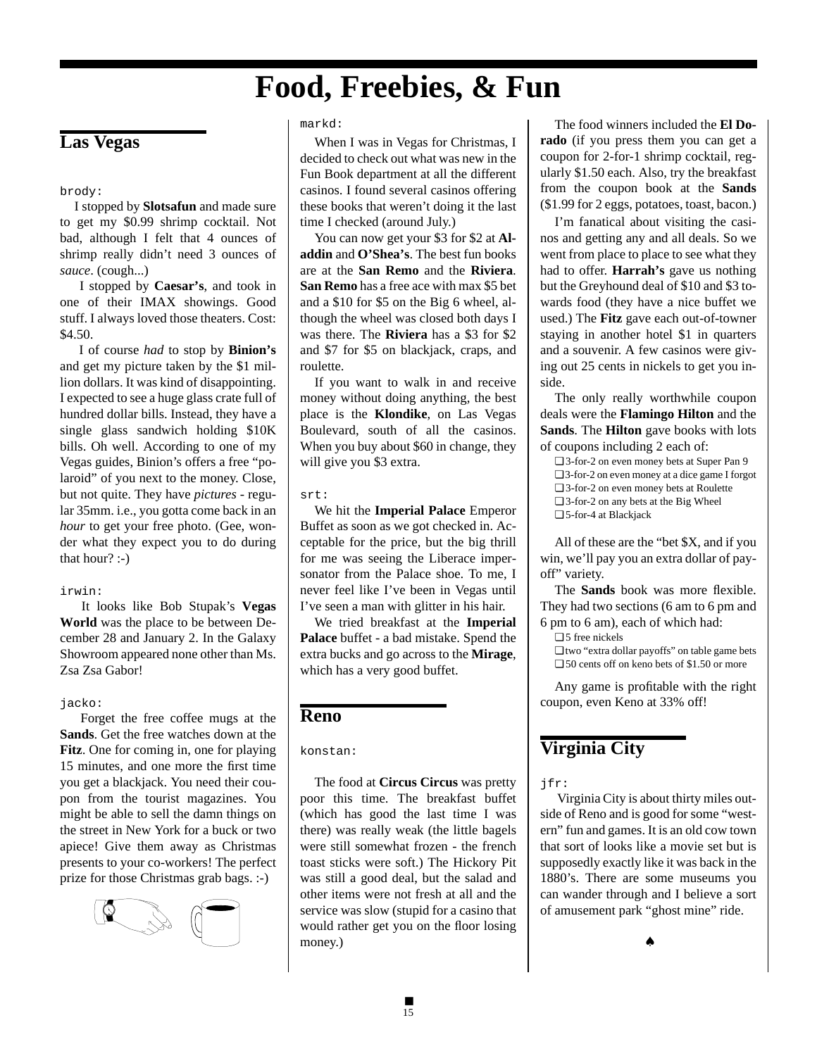# Food, Freebies, & Fun

## Las Vegas

brody:

I stopped by **Slotsafun** and made sure to get my $0.99 shrimp cocktail. Not bad, although I felt that 4 ounces of shrimp really didn't need 3 ounces of *sauce*. (cough...)

I stopped by **Caesar's**, and took in one of their IMAX showings. Good stuff. I always loved those theaters. Cost: $4.50.

I of course *had* to stop by **Binion's** and get my picture taken by the $1 million dollars. It was kind of disappointing. I expected to see a huge glass crate full of hundred dollar bills. Instead, they have a single glass sandwich holding $10K bills. Oh well. According to one of my Vegas guides, Binion's offers a free "polaroid" of you next to the money. Close, but not quite. They have *pictures* - regular 35mm. i.e., you gotta come back in an *hour* to get your free photo. (Gee, wonder what they expect you to do during that hour? :-)

irwin:

It looks like Bob Stupak's **Vegas World** was the place to be between December 28 and January 2. In the Galaxy Showroom appeared none other than Ms. Zsa Zsa Gabor!

jacko:

Forget the free coffee mugs at the **Sands**. Get the free watches down at the **Fitz**. One for coming in, one for playing 15 minutes, and one more the first time you get a blackjack. You need their coupon from the tourist magazines. You might be able to sell the damn things on the street in New York for a buck or two apiece! Give them away as Christmas presents to your co-workers! The perfect prize for those Christmas grab bags. :-)

markd:

When I was in Vegas for Christmas, I decided to check out what was new in the Fun Book department at all the different casinos. I found several casinos offering these books that weren't doing it the last time I checked (around July.)

You can now get your $3 for $2 at **Aladdin** and **O'Shea's**. The best fun books are at the **San Remo** and the **Riviera**. **San Remo** has a free ace with max $5 bet and a $10 for $5 on the Big 6 wheel, although the wheel was closed both days I was there. The **Riviera** has a $3 for $2 and $7 for $5 on blackjack, craps, and roulette.

If you want to walk in and receive money without doing anything, the best place is the **Klondike**, on Las Vegas Boulevard, south of all the casinos. When you buy about $60 in change, they will give you $3 extra.

srt:

We hit the **Imperial Palace** Emperor Buffet as soon as we got checked in. Acceptable for the price, but the big thrill for me was seeing the Liberace impersonator from the Palace shoe. To me, I never feel like I've been in Vegas until I've seen a man with glitter in his hair.

We tried breakfast at the **Imperial Palace** buffet - a bad mistake. Spend the extra bucks and go across to the **Mirage**, which has a very good buffet.

## Reno

konstan:

The food at **Circus Circus** was pretty poor this time. The breakfast buffet (which has good the last time I was there) was really weak (the little bagels were still somewhat frozen - the french toast sticks were soft.) The Hickory Pit was still a good deal, but the salad and other items were not fresh at all and the service was slow (stupid for a casino that would rather get you on the floor losing money.)

The food winners included the **El Dorado** (if you press them you can get a coupon for 2-for-1 shrimp cocktail, regularly $1.50 each. Also, try the breakfast from the coupon book at the **Sands** ($1.99 for 2 eggs, potatoes, toast, bacon.)

I'm fanatical about visiting the casinos and getting any and all deals. So we went from place to place to see what they had to offer. **Harrah's** gave us nothing but the Greyhound deal of $10 and $3 towards food (they have a nice buffet we used.) The **Fitz** gave each out-of-towner staying in another hotel $1 in quarters and a souvenir. A few casinos were giving out 25 cents in nickels to get you inside.

The only really worthwhile coupon deals were the **Flamingo Hilton** and the **Sands**. The **Hilton** gave books with lots of coupons including 2 each of:

- ❑ 3-for-2 on even money bets at Super Pan 9
- ❑ 3-for-2 on even money at a dice game I forgot
- ❑ 3-for-2 on even money bets at Roulette
- ❑ 3-for-2 on any bets at the Big Wheel
- ❑ 5-for-4 at Blackjack

All of these are the "bet $X, and if you win, we'll pay you an extra dollar of payoff" variety.

The **Sands** book was more flexible. They had two sections (6 am to 6 pm and 6 pm to 6 am), each of which had:

- ❑ 5 free nickels
- ❑ two "extra dollar payoffs" on table game bets
- ❑ 50 cents off on keno bets of $1.50 or more

Any game is profitable with the right coupon, even Keno at 33% off!

## Virginia City

jfr:

Virginia City is about thirty miles outside of Reno and is good for some "western" fun and games. It is an old cow town that sort of looks like a movie set but is supposedly exactly like it was back in the 1880's. There are some museums you can wander through and I believe a sort of amusement park "ghost mine" ride.

♠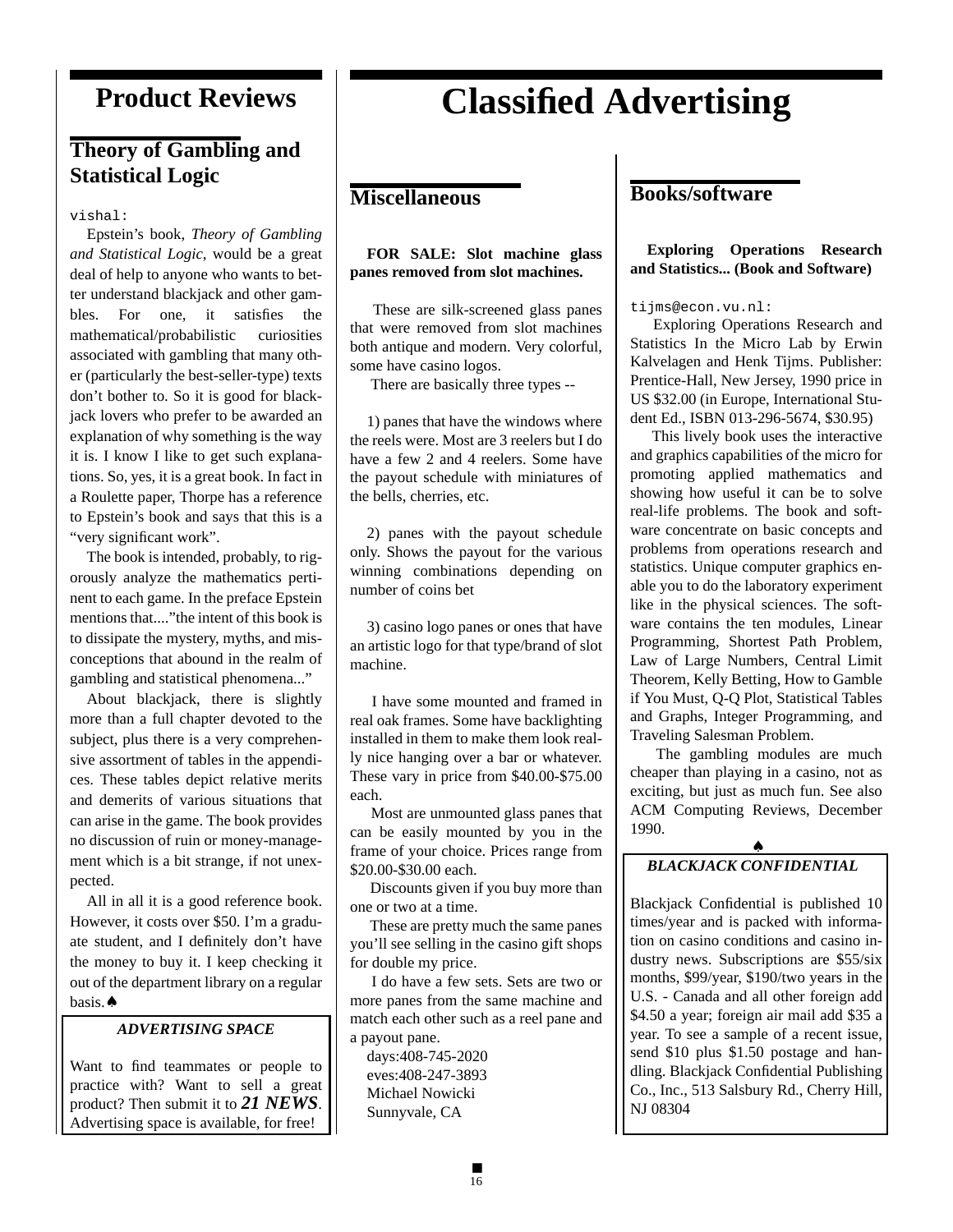# Product Reviews

## Theory of Gambling and Statistical Logic

vishal:

Epstein's book, *Theory of Gambling and Statistical Logic*, would be a great deal of help to anyone who wants to better understand blackjack and other gambles. For one, it satisfies the mathematical/probabilistic curiosities associated with gambling that many other (particularly the best-seller-type) texts don't bother to. So it is good for blackjack lovers who prefer to be awarded an explanation of why something is the way it is. I know I like to get such explanations. So, yes, it is a great book. In fact in a Roulette paper, Thorpe has a reference to Epstein's book and says that this is a "very significant work".

The book is intended, probably, to rigorously analyze the mathematics pertinent to each game. In the preface Epstein mentions that...."the intent of this book is to dissipate the mystery, myths, and misconceptions that abound in the realm of gambling and statistical phenomena..."

About blackjack, there is slightly more than a full chapter devoted to the subject, plus there is a very comprehensive assortment of tables in the appendices. These tables depict relative merits and demerits of various situations that can arise in the game. The book provides no discussion of ruin or money-management which is a bit strange, if not unexpected.

All in all it is a good reference book. However, it costs over $50. I'm a graduate student, and I definitely don't have the money to buy it. I keep checking it out of the department library on a regular basis.♠

***ADVERTISING SPACE***

Want to find teammates or people to practice with? Want to sell a great product? Then submit it to ***21 NEWS***. Advertising space is available, for free!

# Classified Advertising

## Miscellaneous

**FOR SALE: Slot machine glass panes removed from slot machines.**

These are silk-screened glass panes that were removed from slot machines both antique and modern. Very colorful, some have casino logos.

There are basically three types --

1) panes that have the windows where the reels were. Most are 3 reelers but I do have a few 2 and 4 reelers. Some have the payout schedule with miniatures of the bells, cherries, etc.

2) panes with the payout schedule only. Shows the payout for the various winning combinations depending on number of coins bet

3) casino logo panes or ones that have an artistic logo for that type/brand of slot machine.

I have some mounted and framed in real oak frames. Some have backlighting installed in them to make them look really nice hanging over a bar or whatever. These vary in price from $40.00-$75.00 each.

Most are unmounted glass panes that can be easily mounted by you in the frame of your choice. Prices range from $20.00-$30.00 each.

Discounts given if you buy more than one or two at a time.

These are pretty much the same panes you'll see selling in the casino gift shops for double my price.

I do have a few sets. Sets are two or more panes from the same machine and match each other such as a reel pane and a payout pane.

days:408-745-2020
eves:408-247-3893
Michael Nowicki
Sunnyvale, CA

## Books/software

**Exploring Operations Research and Statistics... (Book and Software)**

tijms@econ.vu.nl:

Exploring Operations Research and Statistics In the Micro Lab by Erwin Kalvelagen and Henk Tijms. Publisher: Prentice-Hall, New Jersey, 1990 price in US $32.00 (in Europe, International Student Ed., ISBN 013-296-5674, $30.95)

This lively book uses the interactive and graphics capabilities of the micro for promoting applied mathematics and showing how useful it can be to solve real-life problems. The book and software concentrate on basic concepts and problems from operations research and statistics. Unique computer graphics enable you to do the laboratory experiment like in the physical sciences. The software contains the ten modules, Linear Programming, Shortest Path Problem, Law of Large Numbers, Central Limit Theorem, Kelly Betting, How to Gamble if You Must, Q-Q Plot, Statistical Tables and Graphs, Integer Programming, and Traveling Salesman Problem.

The gambling modules are much cheaper than playing in a casino, not as exciting, but just as much fun. See also ACM Computing Reviews, December 1990.

♠

***BLACKJACK CONFIDENTIAL***

Blackjack Confidential is published 10 times/year and is packed with information on casino conditions and casino industry news. Subscriptions are $55/six months, $99/year, $190/two years in the U.S. - Canada and all other foreign add $4.50 a year; foreign air mail add $35 a year. To see a sample of a recent issue, send $10 plus $1.50 postage and handling. Blackjack Confidential Publishing Co., Inc., 513 Salsbury Rd., Cherry Hill, NJ 08304